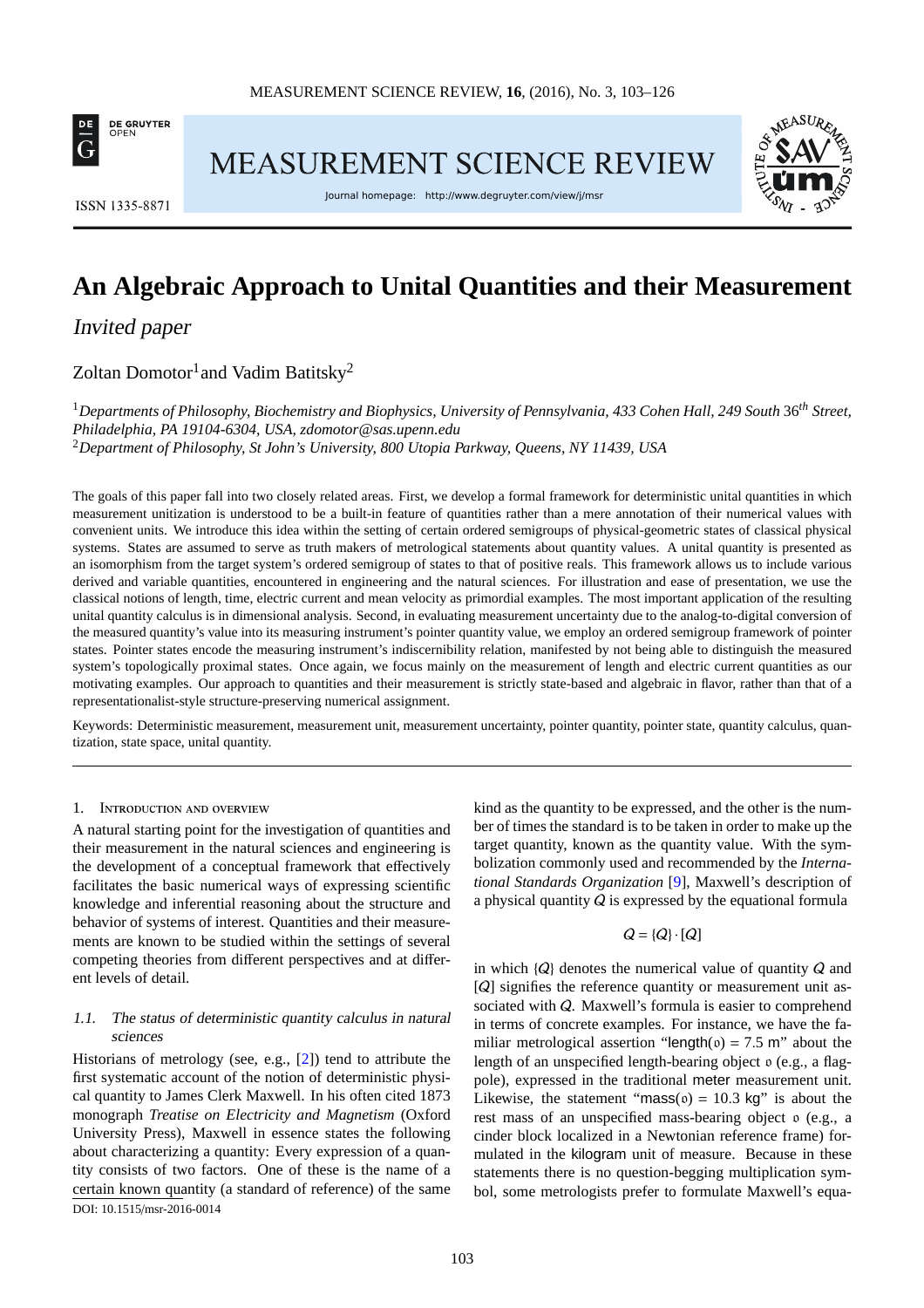# An Algebraic Approach to Unital Quantities and their Measurement

*Invited paper*

Zoltan Domotor[1] and Vadim Batitsky[2]

[1]*Departments of Philosophy, Biochemistry and Biophysics, University of Pennsylvania, 433 Cohen Hall, 249 South* 36*th* *Street, Philadelphia, PA 19104-6304, USA, zdomotor@sas.upenn.edu*
[2]*Department of Philosophy, St John's University, 800 Utopia Parkway, Queens, NY 11439, USA*

The goals of this paper fall into two closely related areas. First, we develop a formal framework for deterministic unital quantities in which measurement unitization is understood to be a built-in feature of quantities rather than a mere annotation of their numerical values with convenient units. We introduce this idea within the setting of certain ordered semigroups of physical-geometric states of classical physical systems. States are assumed to serve as truth makers of metrological statements about quantity values. A unital quantity is presented as an isomorphism from the target system's ordered semigroup of states to that of positive reals. This framework allows us to include various derived and variable quantities, encountered in engineering and the natural sciences. For illustration and ease of presentation, we use the classical notions of length, time, electric current and mean velocity as primordial examples. The most important application of the resulting unital quantity calculus is in dimensional analysis. Second, in evaluating measurement uncertainty due to the analog-to-digital conversion of the measured quantity's value into its measuring instrument's pointer quantity value, we employ an ordered semigroup framework of pointer states. Pointer states encode the measuring instrument's indiscernibility relation, manifested by not being able to distinguish the measured system's topologically proximal states. Once again, we focus mainly on the measurement of length and electric current quantities as our motivating examples. Our approach to quantities and their measurement is strictly state-based and algebraic in flavor, rather than that of a representationalist-style structure-preserving numerical assignment.

Keywords: Deterministic measurement, measurement unit, measurement uncertainty, pointer quantity, pointer state, quantity calculus, quantization, state space, unital quantity.

## 1. Introduction and overview

A natural starting point for the investigation of quantities and their measurement in the natural sciences and engineering is the development of a conceptual framework that effectively facilitates the basic numerical ways of expressing scientific knowledge and inferential reasoning about the structure and behavior of systems of interest. Quantities and their measurements are known to be studied within the settings of several competing theories from different perspectives and at different levels of detail.

### 1.1. *The status of deterministic quantity calculus in natural sciences*

Historians of metrology (see, e.g., [2]) tend to attribute the first systematic account of the notion of deterministic physical quantity to James Clerk Maxwell. In his often cited 1873 monograph *Treatise on Electricity and Magnetism* (Oxford University Press), Maxwell in essence states the following about characterizing a quantity: Every expression of a quantity consists of two factors. One of these is the name of a certain known quantity (a standard of reference) of the same kind as the quantity to be expressed, and the other is the number of times the standard is to be taken in order to make up the target quantity, known as the quantity value. With the symbolization commonly used and recommended by the *International Standards Organization* [9], Maxwell's description of a physical quantity $Q$ is expressed by the equational formula

$$Q = \{Q\} \cdot [Q]$$

in which $\{Q\}$ denotes the numerical value of quantity $Q$ and $[Q]$ signifies the reference quantity or measurement unit associated with $Q$. Maxwell's formula is easier to comprehend in terms of concrete examples. For instance, we have the familiar metrological assertion "$\mathsf{length}(\mathfrak{o}) = 7.5\ \mathsf{m}$" about the length of an unspecified length-bearing object $\mathfrak{o}$ (e.g., a flagpole), expressed in the traditional meter measurement unit. Likewise, the statement "$\mathsf{mass}(\mathfrak{o}) = 10.3\ \mathsf{kg}$" is about the rest mass of an unspecified mass-bearing object $\mathfrak{o}$ (e.g., a cinder block localized in a Newtonian reference frame) formulated in the kilogram unit of measure. Because in these statements there is no question-begging multiplication symbol, some metrologists prefer to formulate Maxwell's equa-

DOI: 10.1515/msr-2016-0014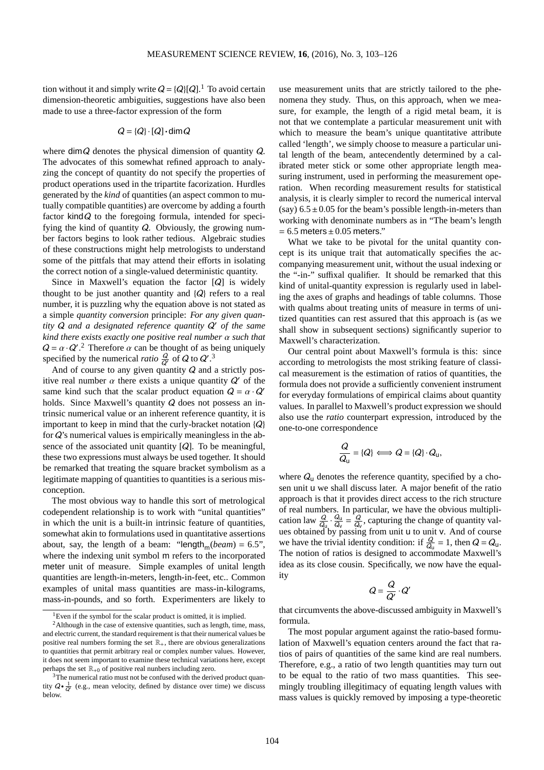tion without it and simply write $Q = \{Q\}[Q]$.[1] To avoid certain dimension-theoretic ambiguities, suggestions have also been made to use a three-factor expression of the form

$$Q = \{Q\} \cdot [Q] \bullet \mathsf{dim}Q$$

where $\mathsf{dim}Q$ denotes the physical dimension of quantity $Q$. The advocates of this somewhat refined approach to analyzing the concept of quantity do not specify the properties of product operations used in the tripartite facorization. Hurdles generated by the *kind* of quantities (an aspect common to mutually compatible quantities) are overcome by adding a fourth factor $\mathsf{kind}Q$ to the foregoing formula, intended for specifying the kind of quantity $Q$. Obviously, the growing number factors begins to look rather tedious. Algebraic studies of these constructions might help metrologists to understand some of the pittfals that may attend their efforts in isolating the correct notion of a single-valued deterministic quantity.

Since in Maxwell's equation the factor $[Q]$ is widely thought to be just another quantity and $\{Q\}$ refers to a real number, it is puzzling why the equation above is not stated as a simple *quantity conversion* principle: *For any given quantity $Q$ and a designated reference quantity $Q'$ of the same kind there exists exactly one positive real number $\alpha$ such that $Q = \alpha \cdot Q'$.*[2] Therefore $\alpha$ can be thought of as being uniquely specified by the numerical *ratio* $\frac{Q}{Q'}$ of $Q$ to $Q'$.[3]

And of course to any given quantity $Q$ and a strictly positive real number $\alpha$ there exists a unique quantity $Q'$ of the same kind such that the scalar product equation $Q = \alpha \cdot Q'$ holds. Since Maxwell's quantity $Q$ does not possess an intrinsic numerical value or an inherent reference quantity, it is important to keep in mind that the curly-bracket notation $\{Q\}$ for $Q$'s numerical values is empirically meaningless in the absence of the associated unit quantity $[Q]$. To be meaningful, these two expressions must always be used together. It should be remarked that treating the square bracket symbolism as a legitimate mapping of quantities to quantities is a serious misconception.

The most obvious way to handle this sort of metrological codependent relationship is to work with "unital quantities" in which the unit is a built-in intrinsic feature of quantities, somewhat akin to formulations used in quantitative assertions about, say, the length of a beam: "$\mathsf{length}_{\mathsf{m}}(beam) = 6.5$", where the indexing unit symbol $\mathsf{m}$ refers to the incorporated $\mathsf{meter}$ unit of measure. Simple examples of unital length quantities are length-in-meters, length-in-feet, etc.. Common examples of unital mass quantities are mass-in-kilograms, mass-in-pounds, and so forth. Experimenters are likely to use measurement units that are strictly tailored to the phenomena they study. Thus, on this approach, when we measure, for example, the length of a rigid metal beam, it is not that we contemplate a particular measurement unit with which to measure the beam's unique quantitative attribute called 'length', we simply choose to measure a particular unital length of the beam, antecendently determined by a calibrated meter stick or some other appropriate length measuring instrument, used in performing the measurement operation. When recording measurement results for statistical analysis, it is clearly simpler to record the numerical interval (say) $6.5 \pm 0.05$ for the beam's possible length-in-meters than working with denominate numbers as in "The beam's length $= 6.5$ meters $\pm\, 0.05$ meters."

What we take to be pivotal for the unital quantity concept is its unique trait that automatically specifies the accompanying measurement unit, without the usual indexing or the "-in-" suffixal qualifier. It should be remarked that this kind of unital-quantity expression is regularly used in labeling the axes of graphs and headings of table columns. Those with qualms about treating units of measure in terms of unitized quantities can rest assured that this approach is (as we shall show in subsequent sections) significantly superior to Maxwell's characterization.

Our central point about Maxwell's formula is this: since according to metrologists the most striking feature of classical measurement is the estimation of ratios of quantities, the formula does not provide a sufficiently convenient instrument for everyday formulations of empirical claims about quantity values. In parallel to Maxwell's product expression we should also use the *ratio* counterpart expression, introduced by the one-to-one correspondence

$$\frac{Q}{Q_{\mathsf{u}}} = \{Q\} \Longleftrightarrow Q = \{Q\} \cdot Q_{\mathsf{u}},$$

where $Q_{\mathsf{u}}$ denotes the reference quantity, specified by a chosen unit $\mathsf{u}$ we shall discuss later. A major benefit of the ratio approach is that it provides direct access to the rich structure of real numbers. In particular, we have the obvious multiplication law $\frac{Q}{Q_{\mathsf{u}}} \cdot \frac{Q_{\mathsf{u}}}{Q_{\mathsf{v}}} = \frac{Q}{Q_{\mathsf{v}}}$, capturing the change of quantity values obtained by passing from unit $\mathsf{u}$ to unit $\mathsf{v}$. And of course we have the trivial identity condition: if $\frac{Q}{Q_{\mathsf{u}}} = 1$, then $Q = Q_{\mathsf{u}}$. The notion of ratios is designed to accommodate Maxwell's idea as its close cousin. Specifically, we now have the equality

$$Q = \frac{Q}{Q'} \cdot Q'$$

that circumvents the above-discussed ambiguity in Maxwell's formula.

The most popular argument against the ratio-based formulation of Maxwell's equation centers around the fact that ratios of pairs of quantities of the same kind are real numbers. Therefore, e.g., a ratio of two length quantities may turn out to be equal to the ratio of two mass quantities. This seemingly troubling illegitimacy of equating length values with mass values is quickly removed by imposing a type-theoretic

---

[1] Even if the symbol for the scalar product is omitted, it is implied.

[2] Although in the case of extensive quantities, such as length, time, mass, and electric current, the standard requirement is that their numerical values be positive real numbers forming the set $\mathbb{R}_{+}$, there are obvious generalizations to quantities that permit arbitrary real or complex number values. However, it does not seem important to examine these technical variations here, except perhaps the set $\mathbb{R}_{+0}$ of positive real nunbers including zero.

[3] The numerical ratio must not be confused with the derived product quantity $Q \bullet \frac{1}{Q'}$ (e.g., mean velocity, defined by distance over time) we discuss below.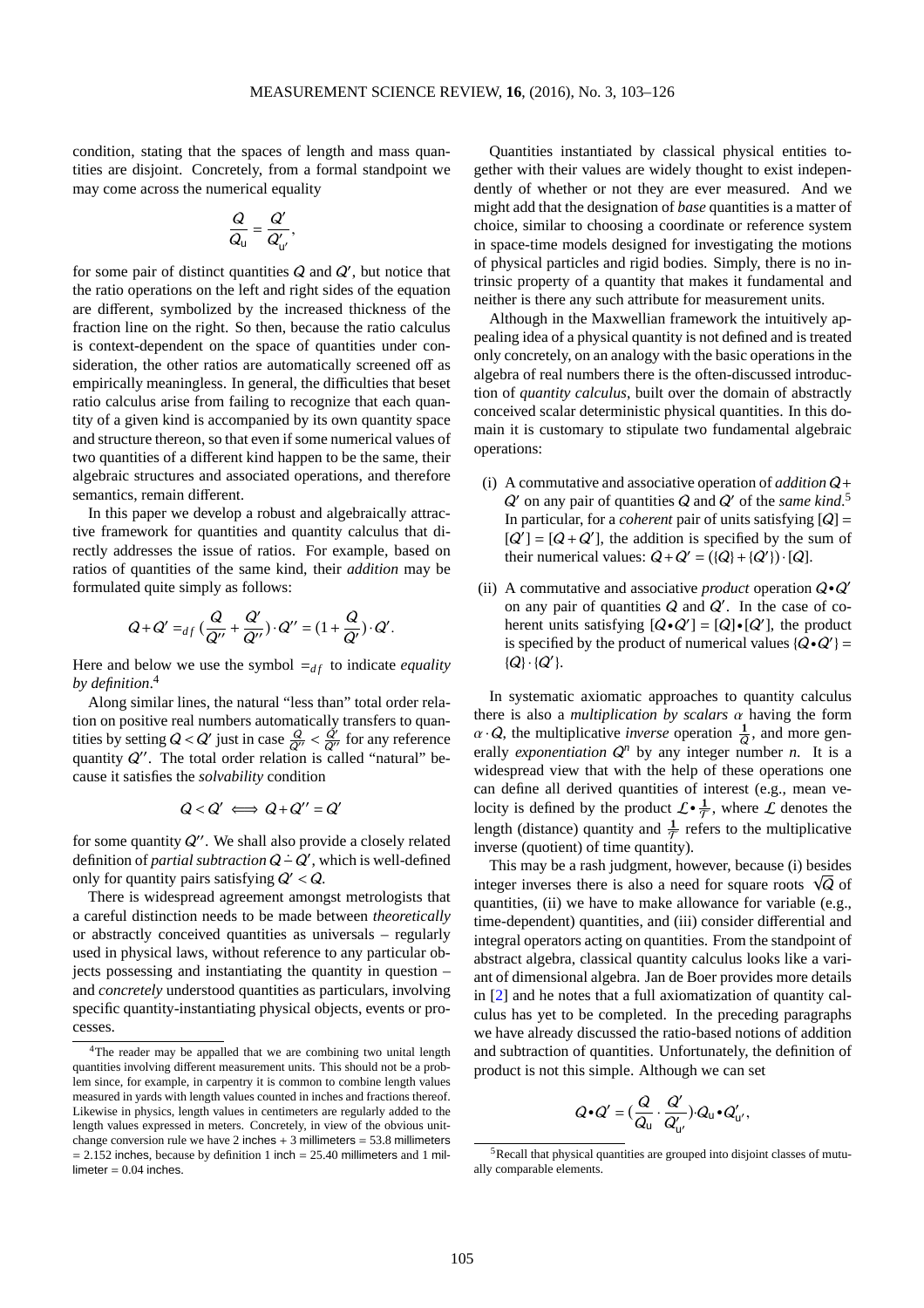condition, stating that the spaces of length and mass quantities are disjoint. Concretely, from a formal standpoint we may come across the numerical equality

$$\frac{Q}{Q_{\mathrm{u}}} = \frac{Q'}{Q'_{\mathrm{u}'}},$$

for some pair of distinct quantities $Q$ and $Q'$, but notice that the ratio operations on the left and right sides of the equation are different, symbolized by the increased thickness of the fraction line on the right. So then, because the ratio calculus is context-dependent on the space of quantities under consideration, the other ratios are automatically screened off as empirically meaningless. In general, the difficulties that beset ratio calculus arise from failing to recognize that each quantity of a given kind is accompanied by its own quantity space and structure thereon, so that even if some numerical values of two quantities of a different kind happen to be the same, their algebraic structures and associated operations, and therefore semantics, remain different.

In this paper we develop a robust and algebraically attractive framework for quantities and quantity calculus that directly addresses the issue of ratios. For example, based on ratios of quantities of the same kind, their *addition* may be formulated quite simply as follows:

$$Q + Q' =_{df} \left(\frac{Q}{Q''} + \frac{Q'}{Q''}\right) \cdot Q'' = \left(1 + \frac{Q}{Q'}\right) \cdot Q'.$$

Here and below we use the symbol $=_{df}$ to indicate *equality by definition*.[4]

Along similar lines, the natural "less than" total order relation on positive real numbers automatically transfers to quantities by setting $Q < Q'$ just in case $\frac{Q}{Q''} < \frac{Q'}{Q''}$ for any reference quantity $Q''$. The total order relation is called "natural" because it satisfies the *solvability* condition

$$Q < Q' \iff Q + Q'' = Q'$$

for some quantity $Q''$. We shall also provide a closely related definition of *partial subtraction* $Q \dot{-} Q'$, which is well-defined only for quantity pairs satisfying $Q' < Q$.

There is widespread agreement amongst metrologists that a careful distinction needs to be made between *theoretically* or abstractly conceived quantities as universals – regularly used in physical laws, without reference to any particular objects possessing and instantiating the quantity in question – and *concretely* understood quantities as particulars, involving specific quantity-instantiating physical objects, events or processes.

Quantities instantiated by classical physical entities together with their values are widely thought to exist independently of whether or not they are ever measured. And we might add that the designation of *base* quantities is a matter of choice, similar to choosing a coordinate or reference system in space-time models designed for investigating the motions of physical particles and rigid bodies. Simply, there is no intrinsic property of a quantity that makes it fundamental and neither is there any such attribute for measurement units.

Although in the Maxwellian framework the intuitively appealing idea of a physical quantity is not defined and is treated only concretely, on an analogy with the basic operations in the algebra of real numbers there is the often-discussed introduction of *quantity calculus*, built over the domain of abstractly conceived scalar deterministic physical quantities. In this domain it is customary to stipulate two fundamental algebraic operations:

(i) A commutative and associative operation of *addition* $Q + Q'$ on any pair of quantities $Q$ and $Q'$ of the *same kind*.[5] In particular, for a *coherent* pair of units satisfying $[Q] = [Q'] = [Q + Q']$, the addition is specified by the sum of their numerical values: $Q + Q' = (\{Q\} + \{Q'\}) \cdot [Q]$.

(ii) A commutative and associative *product* operation $Q \bullet Q'$ on any pair of quantities $Q$ and $Q'$. In the case of coherent units satisfying $[Q \bullet Q'] = [Q] \bullet [Q']$, the product is specified by the product of numerical values $\{Q \bullet Q'\} = \{Q\} \cdot \{Q'\}$.

In systematic axiomatic approaches to quantity calculus there is also a *multiplication by scalars* $\alpha$ having the form $\alpha \cdot Q$, the multiplicative *inverse* operation $\frac{1}{Q}$, and more generally *exponentiation* $Q^n$ by any integer number $n$. It is a widespread view that with the help of these operations one can define all derived quantities of interest (e.g., mean velocity is defined by the product $\mathcal{L} \bullet \frac{1}{\mathcal{T}}$, where $\mathcal{L}$ denotes the length (distance) quantity and $\frac{1}{\mathcal{T}}$ refers to the multiplicative inverse (quotient) of time quantity).

This may be a rash judgment, however, because (i) besides integer inverses there is also a need for square roots $\sqrt{Q}$ of quantities, (ii) we have to make allowance for variable (e.g., time-dependent) quantities, and (iii) consider differential and integral operators acting on quantities. From the standpoint of abstract algebra, classical quantity calculus looks like a variant of dimensional algebra. Jan de Boer provides more details in [2] and he notes that a full axiomatization of quantity calculus has yet to be completed. In the preceding paragraphs we have already discussed the ratio-based notions of addition and subtraction of quantities. Unfortunately, the definition of product is not this simple. Although we can set

$$Q \bullet Q' = \left(\frac{Q}{Q_{\mathrm{u}}} \cdot \frac{Q'}{Q'_{\mathrm{u}'}}\right) Q_{\mathrm{u}} \bullet Q'_{\mathrm{u}'},$$

---

[4] The reader may be appalled that we are combining two unital length quantities involving different measurement units. This should not be a problem since, for example, in carpentry it is common to combine length values measured in yards with length values counted in inches and fractions thereof. Likewise in physics, length values in centimeters are regularly added to the length values expressed in meters. Concretely, in view of the obvious unit-change conversion rule we have 2 inches + 3 millimeters = 53.8 millimeters = 2.152 inches, because by definition 1 inch = 25.40 millimeters and 1 millimeter = 0.04 inches.

[5] Recall that physical quantities are grouped into disjoint classes of mutually comparable elements.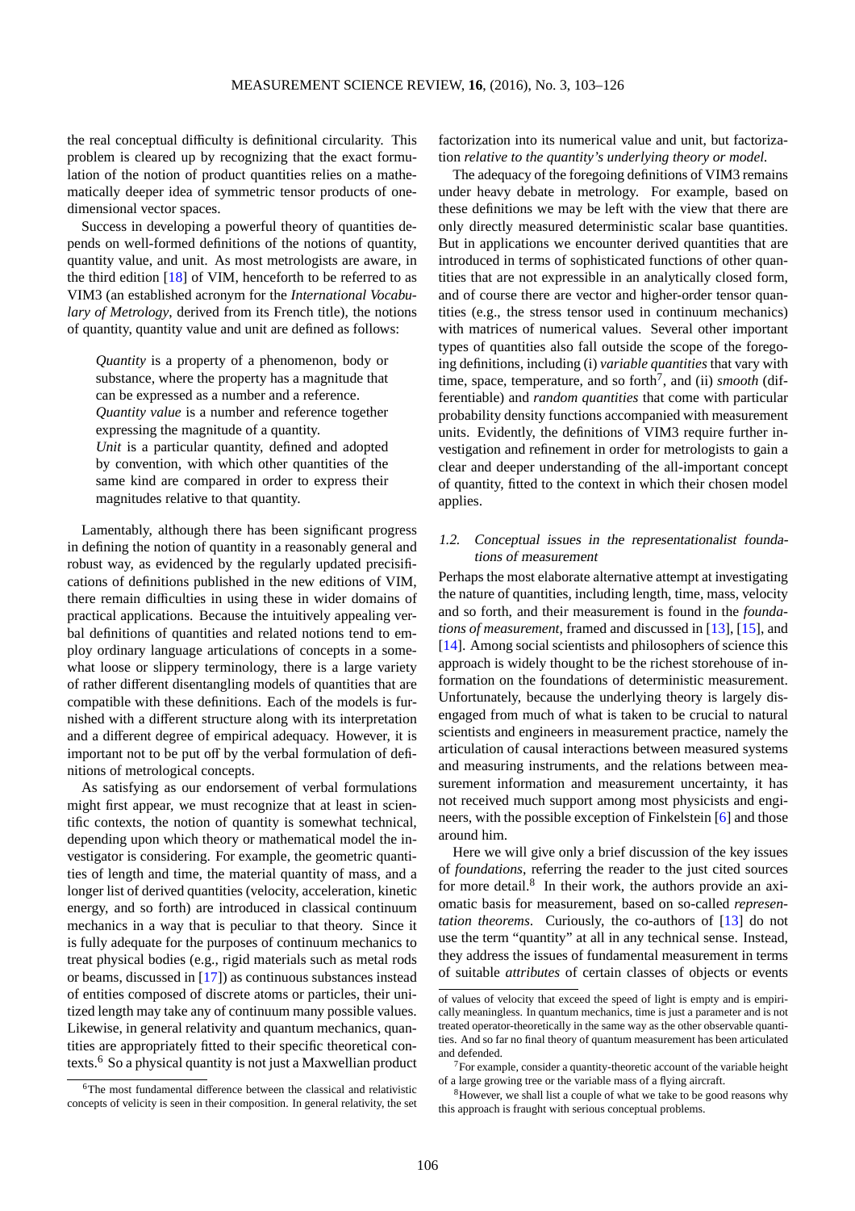the real conceptual difficulty is definitional circularity. This problem is cleared up by recognizing that the exact formulation of the notion of product quantities relies on a mathematically deeper idea of symmetric tensor products of one-dimensional vector spaces.

Success in developing a powerful theory of quantities depends on well-formed definitions of the notions of quantity, quantity value, and unit. As most metrologists are aware, in the third edition [18] of VIM, henceforth to be referred to as VIM3 (an established acronym for the *International Vocabulary of Metrology*, derived from its French title), the notions of quantity, quantity value and unit are defined as follows:

> *Quantity* is a property of a phenomenon, body or substance, where the property has a magnitude that can be expressed as a number and a reference.
> *Quantity value* is a number and reference together expressing the magnitude of a quantity.
> *Unit* is a particular quantity, defined and adopted by convention, with which other quantities of the same kind are compared in order to express their magnitudes relative to that quantity.

Lamentably, although there has been significant progress in defining the notion of quantity in a reasonably general and robust way, as evidenced by the regularly updated precisifications of definitions published in the new editions of VIM, there remain difficulties in using these in wider domains of practical applications. Because the intuitively appealing verbal definitions of quantities and related notions tend to employ ordinary language articulations of concepts in a somewhat loose or slippery terminology, there is a large variety of rather different disentangling models of quantities that are compatible with these definitions. Each of the models is furnished with a different structure along with its interpretation and a different degree of empirical adequacy. However, it is important not to be put off by the verbal formulation of definitions of metrological concepts.

As satisfying as our endorsement of verbal formulations might first appear, we must recognize that at least in scientific contexts, the notion of quantity is somewhat technical, depending upon which theory or mathematical model the investigator is considering. For example, the geometric quantities of length and time, the material quantity of mass, and a longer list of derived quantities (velocity, acceleration, kinetic energy, and so forth) are introduced in classical continuum mechanics in a way that is peculiar to that theory. Since it is fully adequate for the purposes of continuum mechanics to treat physical bodies (e.g., rigid materials such as metal rods or beams, discussed in [17]) as continuous substances instead of entities composed of discrete atoms or particles, their unitized length may take any of continuum many possible values. Likewise, in general relativity and quantum mechanics, quantities are appropriately fitted to their specific theoretical contexts.[6] So a physical quantity is not just a Maxwellian product factorization into its numerical value and unit, but factorization *relative to the quantity's underlying theory or model.*

The adequacy of the foregoing definitions of VIM3 remains under heavy debate in metrology. For example, based on these definitions we may be left with the view that there are only directly measured deterministic scalar base quantities. But in applications we encounter derived quantities that are introduced in terms of sophisticated functions of other quantities that are not expressible in an analytically closed form, and of course there are vector and higher-order tensor quantities (e.g., the stress tensor used in continuum mechanics) with matrices of numerical values. Several other important types of quantities also fall outside the scope of the foregoing definitions, including (i) *variable quantities* that vary with time, space, temperature, and so forth[7], and (ii) *smooth* (differentiable) and *random quantities* that come with particular probability density functions accompanied with measurement units. Evidently, the definitions of VIM3 require further investigation and refinement in order for metrologists to gain a clear and deeper understanding of the all-important concept of quantity, fitted to the context in which their chosen model applies.

### 1.2. Conceptual issues in the representationalist foundations of measurement

Perhaps the most elaborate alternative attempt at investigating the nature of quantities, including length, time, mass, velocity and so forth, and their measurement is found in the *foundations of measurement*, framed and discussed in [13], [15], and [14]. Among social scientists and philosophers of science this approach is widely thought to be the richest storehouse of information on the foundations of deterministic measurement. Unfortunately, because the underlying theory is largely disengaged from much of what is taken to be crucial to natural scientists and engineers in measurement practice, namely the articulation of causal interactions between measured systems and measuring instruments, and the relations between measurement information and measurement uncertainty, it has not received much support among most physicists and engineers, with the possible exception of Finkelstein [6] and those around him.

Here we will give only a brief discussion of the key issues of *foundations*, referring the reader to the just cited sources for more detail.[8] In their work, the authors provide an axiomatic basis for measurement, based on so-called *representation theorems*. Curiously, the co-authors of [13] do not use the term "quantity" at all in any technical sense. Instead, they address the issues of fundamental measurement in terms of suitable *attributes* of certain classes of objects or events

---

[6] The most fundamental difference between the classical and relativistic concepts of velicity is seen in their composition. In general relativity, the set of values of velocity that exceed the speed of light is empty and is empirically meaningless. In quantum mechanics, time is just a parameter and is not treated operator-theoretically in the same way as the other observable quantities. And so far no final theory of quantum measurement has been articulated and defended.

[7] For example, consider a quantity-theoretic account of the variable height of a large growing tree or the variable mass of a flying aircraft.

[8] However, we shall list a couple of what we take to be good reasons why this approach is fraught with serious conceptual problems.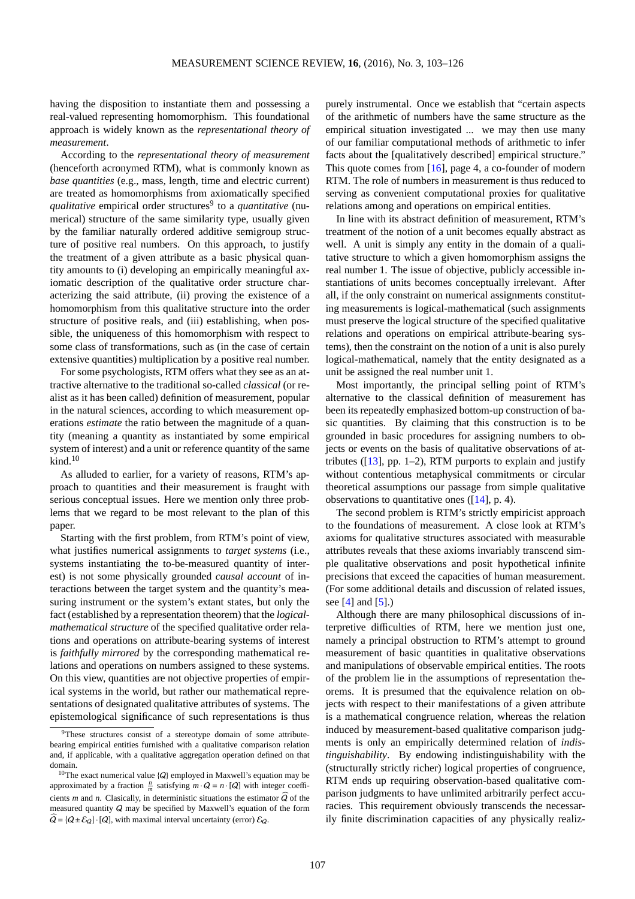having the disposition to instantiate them and possessing a real-valued representing homomorphism. This foundational approach is widely known as the *representational theory of measurement*.

According to the *representational theory of measurement* (henceforth acronymed RTM), what is commonly known as *base quantities* (e.g., mass, length, time and electric current) are treated as homomorphisms from axiomatically specified *qualitative* empirical order structures[9] to a *quantitative* (numerical) structure of the same similarity type, usually given by the familiar naturally ordered additive semigroup structure of positive real numbers. On this approach, to justify the treatment of a given attribute as a basic physical quantity amounts to (i) developing an empirically meaningful axiomatic description of the qualitative order structure characterizing the said attribute, (ii) proving the existence of a homomorphism from this qualitative structure into the order structure of positive reals, and (iii) establishing, when possible, the uniqueness of this homomorphism with respect to some class of transformations, such as (in the case of certain extensive quantities) multiplication by a positive real number.

For some psychologists, RTM offers what they see as an attractive alternative to the traditional so-called *classical* (or realist as it has been called) definition of measurement, popular in the natural sciences, according to which measurement operations *estimate* the ratio between the magnitude of a quantity (meaning a quantity as instantiated by some empirical system of interest) and a unit or reference quantity of the same kind.[10]

As alluded to earlier, for a variety of reasons, RTM's approach to quantities and their measurement is fraught with serious conceptual issues. Here we mention only three problems that we regard to be most relevant to the plan of this paper.

Starting with the first problem, from RTM's point of view, what justifies numerical assignments to *target systems* (i.e., systems instantiating the to-be-measured quantity of interest) is not some physically grounded *causal account* of interactions between the target system and the quantity's measuring instrument or the system's extant states, but only the fact (established by a representation theorem) that the *logical-mathematical structure* of the specified qualitative order relations and operations on attribute-bearing systems of interest is *faithfully mirrored* by the corresponding mathematical relations and operations on numbers assigned to these systems. On this view, quantities are not objective properties of empirical systems in the world, but rather our mathematical representations of designated qualitative attributes of systems. The epistemological significance of such representations is thus purely instrumental. Once we establish that "certain aspects of the arithmetic of numbers have the same structure as the empirical situation investigated ... we may then use many of our familiar computational methods of arithmetic to infer facts about the [qualitatively described] empirical structure." This quote comes from [16], page 4, a co-founder of modern RTM. The role of numbers in measurement is thus reduced to serving as convenient computational proxies for qualitative relations among and operations on empirical entities.

In line with its abstract definition of measurement, RTM's treatment of the notion of a unit becomes equally abstract as well. A unit is simply any entity in the domain of a qualitative structure to which a given homomorphism assigns the real number 1. The issue of objective, publicly accessible instantiations of units becomes conceptually irrelevant. After all, if the only constraint on numerical assignments constituting measurements is logical-mathematical (such assignments must preserve the logical structure of the specified qualitative relations and operations on empirical attribute-bearing systems), then the constraint on the notion of a unit is also purely logical-mathematical, namely that the entity designated as a unit be assigned the real number unit 1.

Most importantly, the principal selling point of RTM's alternative to the classical definition of measurement has been its repeatedly emphasized bottom-up construction of basic quantities. By claiming that this construction is to be grounded in basic procedures for assigning numbers to objects or events on the basis of qualitative observations of attributes ([13], pp. 1–2), RTM purports to explain and justify without contentious metaphysical commitments or circular theoretical assumptions our passage from simple qualitative observations to quantitative ones ([14], p. 4).

The second problem is RTM's strictly empiricist approach to the foundations of measurement. A close look at RTM's axioms for qualitative structures associated with measurable attributes reveals that these axioms invariably transcend simple qualitative observations and posit hypothetical infinite precisions that exceed the capacities of human measurement. (For some additional details and discussion of related issues, see [4] and [5].)

Although there are many philosophical discussions of interpretive difficulties of RTM, here we mention just one, namely a principal obstruction to RTM's attempt to ground measurement of basic quantities in qualitative observations and manipulations of observable empirical entities. The roots of the problem lie in the assumptions of representation theorems. It is presumed that the equivalence relation on objects with respect to their manifestations of a given attribute is a mathematical congruence relation, whereas the relation induced by measurement-based qualitative comparison judgments is only an empirically determined relation of *indistinguishability*. By endowing indistinguishability with the (structurally strictly richer) logical properties of congruence, RTM ends up requiring observation-based qualitative comparison judgments to have unlimited arbitrarily perfect accuracies. This requirement obviously transcends the necessarily finite discrimination capacities of any physically realiz-

---

[9] These structures consist of a stereotype domain of some attribute-bearing empirical entities furnished with a qualitative comparison relation and, if applicable, with a qualitative aggregation operation defined on that domain.

[10] The exact numerical value $\{Q\}$ employed in Maxwell's equation may be approximated by a fraction $\frac{n}{m}$ satisfying $m \cdot Q = n \cdot [Q]$ with integer coefficients $m$ and $n$. Clasically, in deterministic situations the estimator $\widehat{Q}$ of the measured quantity $Q$ may be specified by Maxwell's equation of the form $\widehat{Q} = \{Q \pm \mathcal{E}_Q\} \cdot [Q]$, with maximal interval uncertainty (error) $\mathcal{E}_Q$.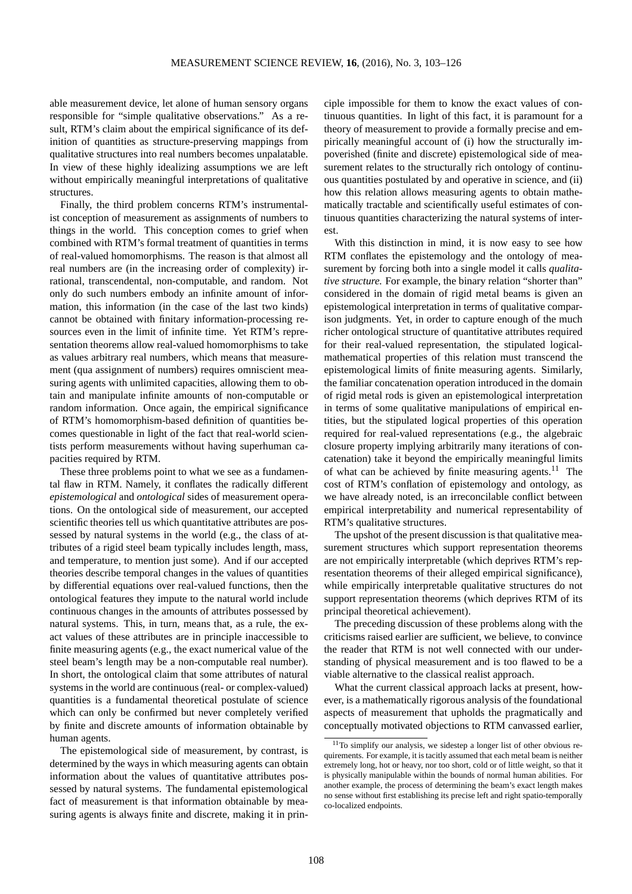able measurement device, let alone of human sensory organs responsible for "simple qualitative observations." As a result, RTM's claim about the empirical significance of its definition of quantities as structure-preserving mappings from qualitative structures into real numbers becomes unpalatable. In view of these highly idealizing assumptions we are left without empirically meaningful interpretations of qualitative structures.

Finally, the third problem concerns RTM's instrumentalist conception of measurement as assignments of numbers to things in the world. This conception comes to grief when combined with RTM's formal treatment of quantities in terms of real-valued homomorphisms. The reason is that almost all real numbers are (in the increasing order of complexity) irrational, transcendental, non-computable, and random. Not only do such numbers embody an infinite amount of information, this information (in the case of the last two kinds) cannot be obtained with finitary information-processing resources even in the limit of infinite time. Yet RTM's representation theorems allow real-valued homomorphisms to take as values arbitrary real numbers, which means that measurement (qua assignment of numbers) requires omniscient measuring agents with unlimited capacities, allowing them to obtain and manipulate infinite amounts of non-computable or random information. Once again, the empirical significance of RTM's homomorphism-based definition of quantities becomes questionable in light of the fact that real-world scientists perform measurements without having superhuman capacities required by RTM.

These three problems point to what we see as a fundamental flaw in RTM. Namely, it conflates the radically different *epistemological* and *ontological* sides of measurement operations. On the ontological side of measurement, our accepted scientific theories tell us which quantitative attributes are possessed by natural systems in the world (e.g., the class of attributes of a rigid steel beam typically includes length, mass, and temperature, to mention just some). And if our accepted theories describe temporal changes in the values of quantities by differential equations over real-valued functions, then the ontological features they impute to the natural world include continuous changes in the amounts of attributes possessed by natural systems. This, in turn, means that, as a rule, the exact values of these attributes are in principle inaccessible to finite measuring agents (e.g., the exact numerical value of the steel beam's length may be a non-computable real number). In short, the ontological claim that some attributes of natural systems in the world are continuous (real- or complex-valued) quantities is a fundamental theoretical postulate of science which can only be confirmed but never completely verified by finite and discrete amounts of information obtainable by human agents.

The epistemological side of measurement, by contrast, is determined by the ways in which measuring agents can obtain information about the values of quantitative attributes possessed by natural systems. The fundamental epistemological fact of measurement is that information obtainable by measuring agents is always finite and discrete, making it in principle impossible for them to know the exact values of continuous quantities. In light of this fact, it is paramount for a theory of measurement to provide a formally precise and empirically meaningful account of (i) how the structurally impoverished (finite and discrete) epistemological side of measurement relates to the structurally rich ontology of continuous quantities postulated by and operative in science, and (ii) how this relation allows measuring agents to obtain mathematically tractable and scientifically useful estimates of continuous quantities characterizing the natural systems of interest.

With this distinction in mind, it is now easy to see how RTM conflates the epistemology and the ontology of measurement by forcing both into a single model it calls *qualitative structure.* For example, the binary relation "shorter than" considered in the domain of rigid metal beams is given an epistemological interpretation in terms of qualitative comparison judgments. Yet, in order to capture enough of the much richer ontological structure of quantitative attributes required for their real-valued representation, the stipulated logical-mathematical properties of this relation must transcend the epistemological limits of finite measuring agents. Similarly, the familiar concatenation operation introduced in the domain of rigid metal rods is given an epistemological interpretation in terms of some qualitative manipulations of empirical entities, but the stipulated logical properties of this operation required for real-valued representations (e.g., the algebraic closure property implying arbitrarily many iterations of concatenation) take it beyond the empirically meaningful limits of what can be achieved by finite measuring agents.[11] The cost of RTM's conflation of epistemology and ontology, as we have already noted, is an irreconcilable conflict between empirical interpretability and numerical representability of RTM's qualitative structures.

The upshot of the present discussion is that qualitative measurement structures which support representation theorems are not empirically interpretable (which deprives RTM's representation theorems of their alleged empirical significance), while empirically interpretable qualitative structures do not support representation theorems (which deprives RTM of its principal theoretical achievement).

The preceding discussion of these problems along with the criticisms raised earlier are sufficient, we believe, to convince the reader that RTM is not well connected with our understanding of physical measurement and is too flawed to be a viable alternative to the classical realist approach.

What the current classical approach lacks at present, however, is a mathematically rigorous analysis of the foundational aspects of measurement that upholds the pragmatically and conceptually motivated objections to RTM canvassed earlier,

[11] To simplify our analysis, we sidestep a longer list of other obvious requirements. For example, it is tacitly assumed that each metal beam is neither extremely long, hot or heavy, nor too short, cold or of little weight, so that it is physically manipulable within the bounds of normal human abilities. For another example, the process of determining the beam's exact length makes no sense without first establishing its precise left and right spatio-temporally co-localized endpoints.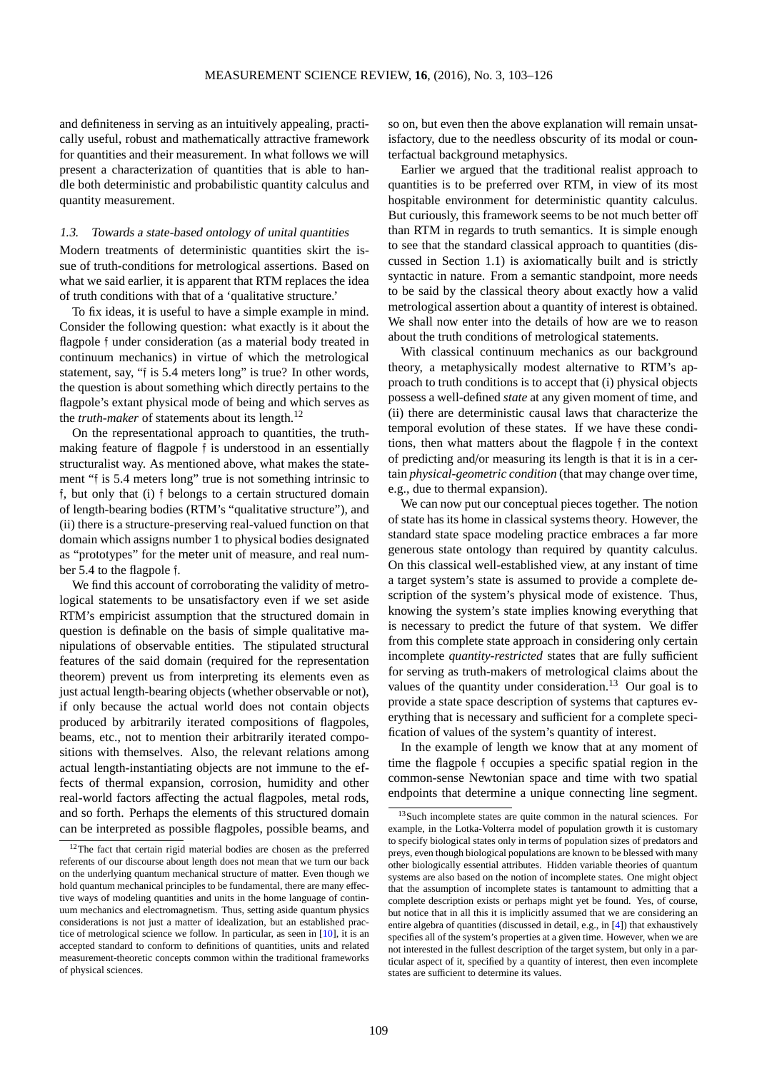and definiteness in serving as an intuitively appealing, practically useful, robust and mathematically attractive framework for quantities and their measurement. In what follows we will present a characterization of quantities that is able to handle both deterministic and probabilistic quantity calculus and quantity measurement.

### 1.3. Towards a state-based ontology of unital quantities

Modern treatments of deterministic quantities skirt the issue of truth-conditions for metrological assertions. Based on what we said earlier, it is apparent that RTM replaces the idea of truth conditions with that of a 'qualitative structure.'

To fix ideas, it is useful to have a simple example in mind. Consider the following question: what exactly is it about the flagpole $\mathfrak{f}$ under consideration (as a material body treated in continuum mechanics) in virtue of which the metrological statement, say, "$\mathfrak{f}$ is 5.4 meters long" is true? In other words, the question is about something which directly pertains to the flagpole's extant physical mode of being and which serves as the *truth-maker* of statements about its length.[12]

On the representational approach to quantities, the truth-making feature of flagpole $\mathfrak{f}$ is understood in an essentially structuralist way. As mentioned above, what makes the statement "$\mathfrak{f}$ is 5.4 meters long" true is not something intrinsic to $\mathfrak{f}$, but only that (i) $\mathfrak{f}$ belongs to a certain structured domain of length-bearing bodies (RTM's "qualitative structure"), and (ii) there is a structure-preserving real-valued function on that domain which assigns number 1 to physical bodies designated as "prototypes" for the meter unit of measure, and real number 5.4 to the flagpole $\mathfrak{f}$.

We find this account of corroborating the validity of metrological statements to be unsatisfactory even if we set aside RTM's empiricist assumption that the structured domain in question is definable on the basis of simple qualitative manipulations of observable entities. The stipulated structural features of the said domain (required for the representation theorem) prevent us from interpreting its elements even as just actual length-bearing objects (whether observable or not), if only because the actual world does not contain objects produced by arbitrarily iterated compositions of flagpoles, beams, etc., not to mention their arbitrarily iterated compositions with themselves. Also, the relevant relations among actual length-instantiating objects are not immune to the effects of thermal expansion, corrosion, humidity and other real-world factors affecting the actual flagpoles, metal rods, and so forth. Perhaps the elements of this structured domain can be interpreted as possible flagpoles, possible beams, and so on, but even then the above explanation will remain unsatisfactory, due to the needless obscurity of its modal or counterfactual background metaphysics.

Earlier we argued that the traditional realist approach to quantities is to be preferred over RTM, in view of its most hospitable environment for deterministic quantity calculus. But curiously, this framework seems to be not much better off than RTM in regards to truth semantics. It is simple enough to see that the standard classical approach to quantities (discussed in Section 1.1) is axiomatically built and is strictly syntactic in nature. From a semantic standpoint, more needs to be said by the classical theory about exactly how a valid metrological assertion about a quantity of interest is obtained. We shall now enter into the details of how are we to reason about the truth conditions of metrological statements.

With classical continuum mechanics as our background theory, a metaphysically modest alternative to RTM's approach to truth conditions is to accept that (i) physical objects possess a well-defined *state* at any given moment of time, and (ii) there are deterministic causal laws that characterize the temporal evolution of these states. If we have these conditions, then what matters about the flagpole $\mathfrak{f}$ in the context of predicting and/or measuring its length is that it is in a certain *physical-geometric condition* (that may change over time, e.g., due to thermal expansion).

We can now put our conceptual pieces together. The notion of state has its home in classical systems theory. However, the standard state space modeling practice embraces a far more generous state ontology than required by quantity calculus. On this classical well-established view, at any instant of time a target system's state is assumed to provide a complete description of the system's physical mode of existence. Thus, knowing the system's state implies knowing everything that is necessary to predict the future of that system. We differ from this complete state approach in considering only certain incomplete *quantity-restricted* states that are fully sufficient for serving as truth-makers of metrological claims about the values of the quantity under consideration.[13] Our goal is to provide a state space description of systems that captures everything that is necessary and sufficient for a complete specification of values of the system's quantity of interest.

In the example of length we know that at any moment of time the flagpole $\mathfrak{f}$ occupies a specific spatial region in the common-sense Newtonian space and time with two spatial endpoints that determine a unique connecting line segment.

[12] The fact that certain rigid material bodies are chosen as the preferred referents of our discourse about length does not mean that we turn our back on the underlying quantum mechanical structure of matter. Even though we hold quantum mechanical principles to be fundamental, there are many effective ways of modeling quantities and units in the home language of continuum mechanics and electromagnetism. Thus, setting aside quantum physics considerations is not just a matter of idealization, but an established practice of metrological science we follow. In particular, as seen in [10], it is an accepted standard to conform to definitions of quantities, units and related measurement-theoretic concepts common within the traditional frameworks of physical sciences.

[13] Such incomplete states are quite common in the natural sciences. For example, in the Lotka-Volterra model of population growth it is customary to specify biological states only in terms of population sizes of predators and preys, even though biological populations are known to be blessed with many other biologically essential attributes. Hidden variable theories of quantum systems are also based on the notion of incomplete states. One might object that the assumption of incomplete states is tantamount to admitting that a complete description exists or perhaps might yet be found. Yes, of course, but notice that in all this it is implicitly assumed that we are considering an entire algebra of quantities (discussed in detail, e.g., in [4]) that exhaustively specifies all of the system's properties at a given time. However, when we are not interested in the fullest description of the target system, but only in a particular aspect of it, specified by a quantity of interest, then even incomplete states are sufficient to determine its values.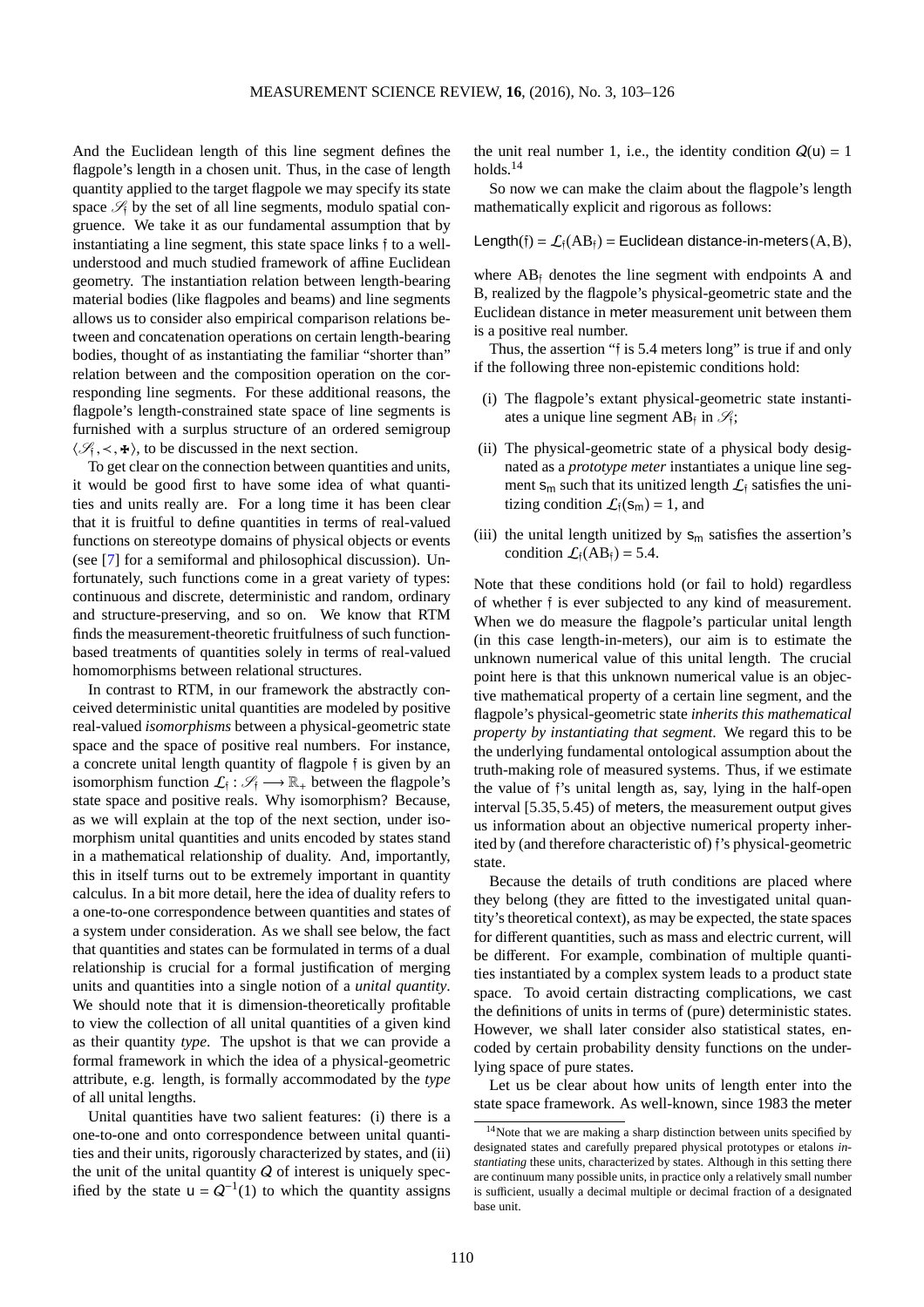And the Euclidean length of this line segment defines the flagpole's length in a chosen unit. Thus, in the case of length quantity applied to the target flagpole we may specify its state space $\mathscr{S}_{\mathfrak{f}}$ by the set of all line segments, modulo spatial congruence. We take it as our fundamental assumption that by instantiating a line segment, this state space links $\mathfrak{f}$ to a well-understood and much studied framework of affine Euclidean geometry. The instantiation relation between length-bearing material bodies (like flagpoles and beams) and line segments allows us to consider also empirical comparison relations between and concatenation operations on certain length-bearing bodies, thought of as instantiating the familiar "shorter than" relation between and the composition operation on the corresponding line segments. For these additional reasons, the flagpole's length-constrained state space of line segments is furnished with a surplus structure of an ordered semigroup $\langle \mathscr{S}_{\mathfrak{f}}, \prec, \boxplus \rangle$, to be discussed in the next section.

To get clear on the connection between quantities and units, it would be good first to have some idea of what quantities and units really are. For a long time it has been clear that it is fruitful to define quantities in terms of real-valued functions on stereotype domains of physical objects or events (see [7] for a semiformal and philosophical discussion). Unfortunately, such functions come in a great variety of types: continuous and discrete, deterministic and random, ordinary and structure-preserving, and so on. We know that RTM finds the measurement-theoretic fruitfulness of such function-based treatments of quantities solely in terms of real-valued homomorphisms between relational structures.

In contrast to RTM, in our framework the abstractly conceived deterministic unital quantities are modeled by positive real-valued *isomorphisms* between a physical-geometric state space and the space of positive real numbers. For instance, a concrete unital length quantity of flagpole $\mathfrak{f}$ is given by an isomorphism function $\mathcal{L}_{\mathfrak{f}} : \mathscr{S}_{\mathfrak{f}} \longrightarrow \mathbb{R}_+$ between the flagpole's state space and positive reals. Why isomorphism? Because, as we will explain at the top of the next section, under isomorphism unital quantities and units encoded by states stand in a mathematical relationship of duality. And, importantly, this in itself turns out to be extremely important in quantity calculus. In a bit more detail, here the idea of duality refers to a one-to-one correspondence between quantities and states of a system under consideration. As we shall see below, the fact that quantities and states can be formulated in terms of a dual relationship is crucial for a formal justification of merging units and quantities into a single notion of a *unital quantity*. We should note that it is dimension-theoretically profitable to view the collection of all unital quantities of a given kind as their quantity *type*. The upshot is that we can provide a formal framework in which the idea of a physical-geometric attribute, e.g. length, is formally accommodated by the *type* of all unital lengths.

Unital quantities have two salient features: (i) there is a one-to-one and onto correspondence between unital quantities and their units, rigorously characterized by states, and (ii) the unit of the unital quantity $Q$ of interest is uniquely specified by the state $\mathsf{u} = Q^{-1}(1)$ to which the quantity assigns the unit real number 1, i.e., the identity condition $Q(\mathsf{u}) = 1$ holds.[14]

So now we can make the claim about the flagpole's length mathematically explicit and rigorous as follows:

$$\mathsf{Length}(\mathfrak{f}) = \mathcal{L}_{\mathfrak{f}}(\mathrm{AB}_{\mathfrak{f}}) = \mathsf{Euclidean\ distance\text{-}in\text{-}meters}(\mathrm{A}, \mathrm{B}),$$

where $\mathrm{AB}_{\mathfrak{f}}$ denotes the line segment with endpoints A and B, realized by the flagpole's physical-geometric state and the Euclidean distance in $\mathsf{meter}$ measurement unit between them is a positive real number.

Thus, the assertion "$\mathfrak{f}$ is 5.4 meters long" is true if and only if the following three non-epistemic conditions hold:

(i) The flagpole's extant physical-geometric state instantiates a unique line segment $\mathrm{AB}_{\mathfrak{f}}$ in $\mathscr{S}_{\mathfrak{f}}$;

(ii) The physical-geometric state of a physical body designated as a *prototype meter* instantiates a unique line segment $\mathsf{s}_{\mathsf{m}}$ such that its unitized length $\mathcal{L}_{\mathfrak{f}}$ satisfies the unitizing condition $\mathcal{L}_{\mathfrak{f}}(\mathsf{s}_{\mathsf{m}}) = 1$, and

(iii) the unital length unitized by $\mathsf{s}_{\mathsf{m}}$ satisfies the assertion's condition $\mathcal{L}_{\mathfrak{f}}(\mathrm{AB}_{\mathfrak{f}}) = 5.4$.

Note that these conditions hold (or fail to hold) regardless of whether $\mathfrak{f}$ is ever subjected to any kind of measurement. When we do measure the flagpole's particular unital length (in this case length-in-meters), our aim is to estimate the unknown numerical value of this unital length. The crucial point here is that this unknown numerical value is an objective mathematical property of a certain line segment, and the flagpole's physical-geometric state *inherits this mathematical property by instantiating that segment*. We regard this to be the underlying fundamental ontological assumption about the truth-making role of measured systems. Thus, if we estimate the value of $\mathfrak{f}$'s unital length as, say, lying in the half-open interval $[5.35, 5.45)$ of $\mathsf{meters}$, the measurement output gives us information about an objective numerical property inherited by (and therefore characteristic of) $\mathfrak{f}$'s physical-geometric state.

Because the details of truth conditions are placed where they belong (they are fitted to the investigated unital quantity's theoretical context), as may be expected, the state spaces for different quantities, such as mass and electric current, will be different. For example, combination of multiple quantities instantiated by a complex system leads to a product state space. To avoid certain distracting complications, we cast the definitions of units in terms of (pure) deterministic states. However, we shall later consider also statistical states, encoded by certain probability density functions on the underlying space of pure states.

Let us be clear about how units of length enter into the state space framework. As well-known, since 1983 the $\mathsf{meter}$

[14] Note that we are making a sharp distinction between units specified by designated states and carefully prepared physical prototypes or etalons *instantiating* these units, characterized by states. Although in this setting there are continuum many possible units, in practice only a relatively small number is sufficient, usually a decimal multiple or decimal fraction of a designated base unit.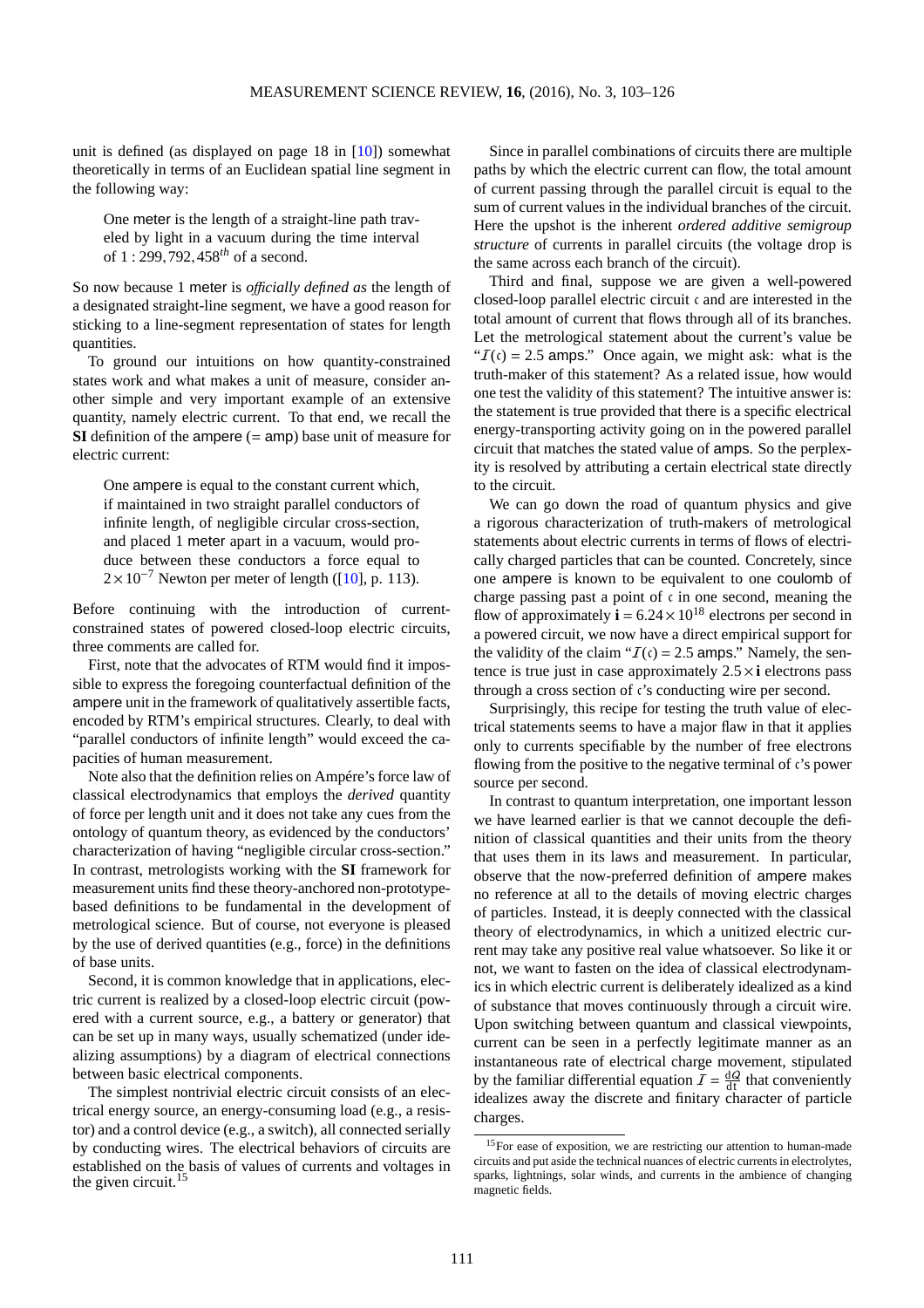unit is defined (as displayed on page 18 in [10]) somewhat theoretically in terms of an Euclidean spatial line segment in the following way:

> One meter is the length of a straight-line path traveled by light in a vacuum during the time interval of $1 : 299,792,458^{th}$ of a second.

So now because 1 meter is *officially defined as* the length of a designated straight-line segment, we have a good reason for sticking to a line-segment representation of states for length quantities.

To ground our intuitions on how quantity-constrained states work and what makes a unit of measure, consider another simple and very important example of an extensive quantity, namely electric current. To that end, we recall the **SI** definition of the ampere (= amp) base unit of measure for electric current:

> One ampere is equal to the constant current which, if maintained in two straight parallel conductors of infinite length, of negligible circular cross-section, and placed 1 meter apart in a vacuum, would produce between these conductors a force equal to $2\times10^{-7}$ Newton per meter of length ([10], p. 113).

Before continuing with the introduction of current-constrained states of powered closed-loop electric circuits, three comments are called for.

First, note that the advocates of RTM would find it impossible to express the foregoing counterfactual definition of the ampere unit in the framework of qualitatively assertible facts, encoded by RTM's empirical structures. Clearly, to deal with "parallel conductors of infinite length" would exceed the capacities of human measurement.

Note also that the definition relies on Ampére's force law of classical electrodynamics that employs the *derived* quantity of force per length unit and it does not take any cues from the ontology of quantum theory, as evidenced by the conductors' characterization of having "negligible circular cross-section." In contrast, metrologists working with the **SI** framework for measurement units find these theory-anchored non-prototype-based definitions to be fundamental in the development of metrological science. But of course, not everyone is pleased by the use of derived quantities (e.g., force) in the definitions of base units.

Second, it is common knowledge that in applications, electric current is realized by a closed-loop electric circuit (powered with a current source, e.g., a battery or generator) that can be set up in many ways, usually schematized (under idealizing assumptions) by a diagram of electrical connections between basic electrical components.

The simplest nontrivial electric circuit consists of an electrical energy source, an energy-consuming load (e.g., a resistor) and a control device (e.g., a switch), all connected serially by conducting wires. The electrical behaviors of circuits are established on the basis of values of currents and voltages in the given circuit.[15]

Since in parallel combinations of circuits there are multiple paths by which the electric current can flow, the total amount of current passing through the parallel circuit is equal to the sum of current values in the individual branches of the circuit. Here the upshot is the inherent *ordered additive semigroup structure* of currents in parallel circuits (the voltage drop is the same across each branch of the circuit).

Third and final, suppose we are given a well-powered closed-loop parallel electric circuit $\mathfrak{c}$ and are interested in the total amount of current that flows through all of its branches. Let the metrological statement about the current's value be "$\mathcal{I}(\mathfrak{c}) = 2.5$ amps." Once again, we might ask: what is the truth-maker of this statement? As a related issue, how would one test the validity of this statement? The intuitive answer is: the statement is true provided that there is a specific electrical energy-transporting activity going on in the powered parallel circuit that matches the stated value of amps. So the perplexity is resolved by attributing a certain electrical state directly to the circuit.

We can go down the road of quantum physics and give a rigorous characterization of truth-makers of metrological statements about electric currents in terms of flows of electrically charged particles that can be counted. Concretely, since one ampere is known to be equivalent to one coulomb of charge passing past a point of $\mathfrak{c}$ in one second, meaning the flow of approximately $\mathbf{i} = 6.24\times10^{18}$ electrons per second in a powered circuit, we now have a direct empirical support for the validity of the claim "$\mathcal{I}(\mathfrak{c}) = 2.5$ amps." Namely, the sentence is true just in case approximately $2.5\times\mathbf{i}$ electrons pass through a cross section of $\mathfrak{c}$'s conducting wire per second.

Surprisingly, this recipe for testing the truth value of electrical statements seems to have a major flaw in that it applies only to currents specifiable by the number of free electrons flowing from the positive to the negative terminal of $\mathfrak{c}$'s power source per second.

In contrast to quantum interpretation, one important lesson we have learned earlier is that we cannot decouple the definition of classical quantities and their units from the theory that uses them in its laws and measurement. In particular, observe that the now-preferred definition of ampere makes no reference at all to the details of moving electric charges of particles. Instead, it is deeply connected with the classical theory of electrodynamics, in which a unitized electric current may take any positive real value whatsoever. So like it or not, we want to fasten on the idea of classical electrodynamics in which electric current is deliberately idealized as a kind of substance that moves continuously through a circuit wire. Upon switching between quantum and classical viewpoints, current can be seen in a perfectly legitimate manner as an instantaneous rate of electrical charge movement, stipulated by the familiar differential equation $\mathcal{I} = \frac{\mathrm{d}Q}{\mathrm{d}t}$ that conveniently idealizes away the discrete and finitary character of particle charges.

[15] For ease of exposition, we are restricting our attention to human-made circuits and put aside the technical nuances of electric currents in electrolytes, sparks, lightnings, solar winds, and currents in the ambience of changing magnetic fields.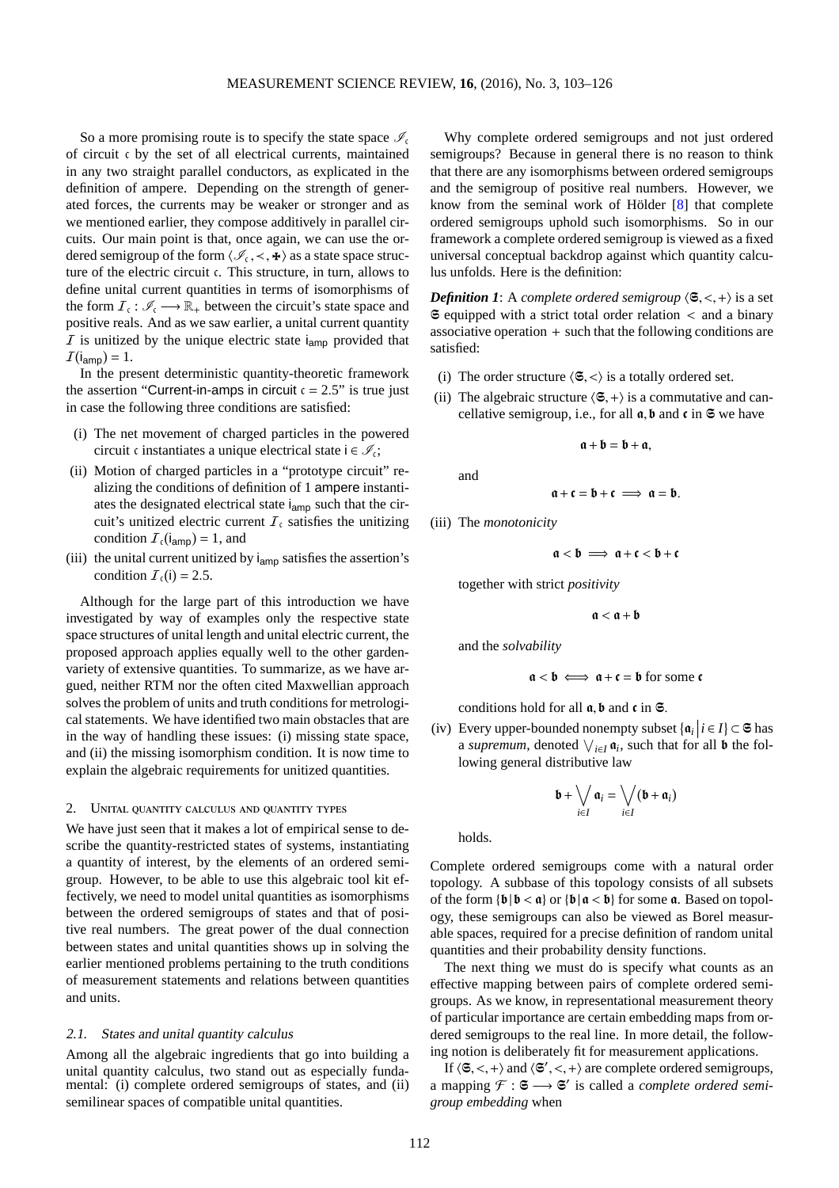So a more promising route is to specify the state space $\mathscr{I}_\mathfrak{c}$ of circuit $\mathfrak{c}$ by the set of all electrical currents, maintained in any two straight parallel conductors, as explicated in the definition of ampere. Depending on the strength of generated forces, the currents may be weaker or stronger and as we mentioned earlier, they compose additively in parallel circuits. Our main point is that, once again, we can use the ordered semigroup of the form $\langle \mathscr{I}_\mathfrak{c}, \prec, \boldsymbol{+} \rangle$ as a state space structure of the electric circuit $\mathfrak{c}$. This structure, in turn, allows to define unital current quantities in terms of isomorphisms of the form $\mathcal{I}_\mathfrak{c} : \mathscr{I}_\mathfrak{c} \longrightarrow \mathbb{R}_+$ between the circuit's state space and positive reals. And as we saw earlier, a unital current quantity $\mathcal{I}$ is unitized by the unique electric state $\mathsf{i}_{\mathsf{amp}}$ provided that $\mathcal{I}(\mathsf{i}_{\mathsf{amp}}) = 1$.

In the present deterministic quantity-theoretic framework the assertion "Current-in-amps in circuit $\mathfrak{c} = 2.5$" is true just in case the following three conditions are satisfied:

- (i) The net movement of charged particles in the powered circuit $\mathfrak{c}$ instantiates a unique electrical state $\mathsf{i} \in \mathscr{I}_\mathfrak{c}$;
- (ii) Motion of charged particles in a "prototype circuit" realizing the conditions of definition of 1 ampere instantiates the designated electrical state $\mathsf{i}_{\mathsf{amp}}$ such that the circuit's unitized electric current $\mathcal{I}_\mathfrak{c}$ satisfies the unitizing condition $\mathcal{I}_\mathfrak{c}(\mathsf{i}_{\mathsf{amp}}) = 1$, and
- (iii) the unital current unitized by $\mathsf{i}_{\mathsf{amp}}$ satisfies the assertion's condition $\mathcal{I}_\mathfrak{c}(\mathsf{i}) = 2.5$.

Although for the large part of this introduction we have investigated by way of examples only the respective state space structures of unital length and unital electric current, the proposed approach applies equally well to the other garden-variety of extensive quantities. To summarize, as we have argued, neither RTM nor the often cited Maxwellian approach solves the problem of units and truth conditions for metrological statements. We have identified two main obstacles that are in the way of handling these issues: (i) missing state space, and (ii) the missing isomorphism condition. It is now time to explain the algebraic requirements for unitized quantities.

## 2. Unital quantity calculus and quantity types

We have just seen that it makes a lot of empirical sense to describe the quantity-restricted states of systems, instantiating a quantity of interest, by the elements of an ordered semigroup. However, to be able to use this algebraic tool kit effectively, we need to model unital quantities as isomorphisms between the ordered semigroups of states and that of positive real numbers. The great power of the dual connection between states and unital quantities shows up in solving the earlier mentioned problems pertaining to the truth conditions of measurement statements and relations between quantities and units.

### 2.1. States and unital quantity calculus

Among all the algebraic ingredients that go into building a unital quantity calculus, two stand out as especially fundamental: (i) complete ordered semigroups of states, and (ii) semilinear spaces of compatible unital quantities.

Why complete ordered semigroups and not just ordered semigroups? Because in general there is no reason to think that there are any isomorphisms between ordered semigroups and the semigroup of positive real numbers. However, we know from the seminal work of Hölder [8] that complete ordered semigroups uphold such isomorphisms. So in our framework a complete ordered semigroup is viewed as a fixed universal conceptual backdrop against which quantity calculus unfolds. Here is the definition:

***Definition 1***: A *complete ordered semigroup* $\langle \mathfrak{S}, <, + \rangle$ is a set $\mathfrak{S}$ equipped with a strict total order relation $<$ and a binary associative operation $+$ such that the following conditions are satisfied:

- (i) The order structure $\langle \mathfrak{S}, < \rangle$ is a totally ordered set.
- (ii) The algebraic structure $\langle \mathfrak{S}, + \rangle$ is a commutative and cancellative semigroup, i.e., for all $\mathfrak{a}, \mathfrak{b}$ and $\mathfrak{c}$ in $\mathfrak{S}$ we have

$$\mathfrak{a} + \mathfrak{b} = \mathfrak{b} + \mathfrak{a},$$

and

$$\mathfrak{a} + \mathfrak{c} = \mathfrak{b} + \mathfrak{c} \implies \mathfrak{a} = \mathfrak{b}.$$

- (iii) The *monotonicity*

$$\mathfrak{a} < \mathfrak{b} \implies \mathfrak{a} + \mathfrak{c} < \mathfrak{b} + \mathfrak{c}$$

together with strict *positivity*

$$\mathfrak{a} < \mathfrak{a} + \mathfrak{b}$$

and the *solvability*

$$\mathfrak{a} < \mathfrak{b} \iff \mathfrak{a} + \mathfrak{c} = \mathfrak{b} \text{ for some } \mathfrak{c}$$

conditions hold for all $\mathfrak{a}, \mathfrak{b}$ and $\mathfrak{c}$ in $\mathfrak{S}$.

- (iv) Every upper-bounded nonempty subset $\{\mathfrak{a}_i \mid i \in I\} \subset \mathfrak{S}$ has a *supremum*, denoted $\bigvee_{i \in I} \mathfrak{a}_i$, such that for all $\mathfrak{b}$ the following general distributive law

$$\mathfrak{b} + \bigvee_{i \in I} \mathfrak{a}_i = \bigvee_{i \in I} (\mathfrak{b} + \mathfrak{a}_i)$$

holds.

Complete ordered semigroups come with a natural order topology. A subbase of this topology consists of all subsets of the form $\{\mathfrak{b} \mid \mathfrak{b} < \mathfrak{a}\}$ or $\{\mathfrak{b} \mid \mathfrak{a} < \mathfrak{b}\}$ for some $\mathfrak{a}$. Based on topology, these semigroups can also be viewed as Borel measurable spaces, required for a precise definition of random unital quantities and their probability density functions.

The next thing we must do is specify what counts as an effective mapping between pairs of complete ordered semigroups. As we know, in representational measurement theory of particular importance are certain embedding maps from ordered semigroups to the real line. In more detail, the following notion is deliberately fit for measurement applications.

If $\langle \mathfrak{S}, <, + \rangle$ and $\langle \mathfrak{S}', <, + \rangle$ are complete ordered semigroups, a mapping $\mathcal{F} : \mathfrak{S} \longrightarrow \mathfrak{S}'$ is called a *complete ordered semigroup embedding* when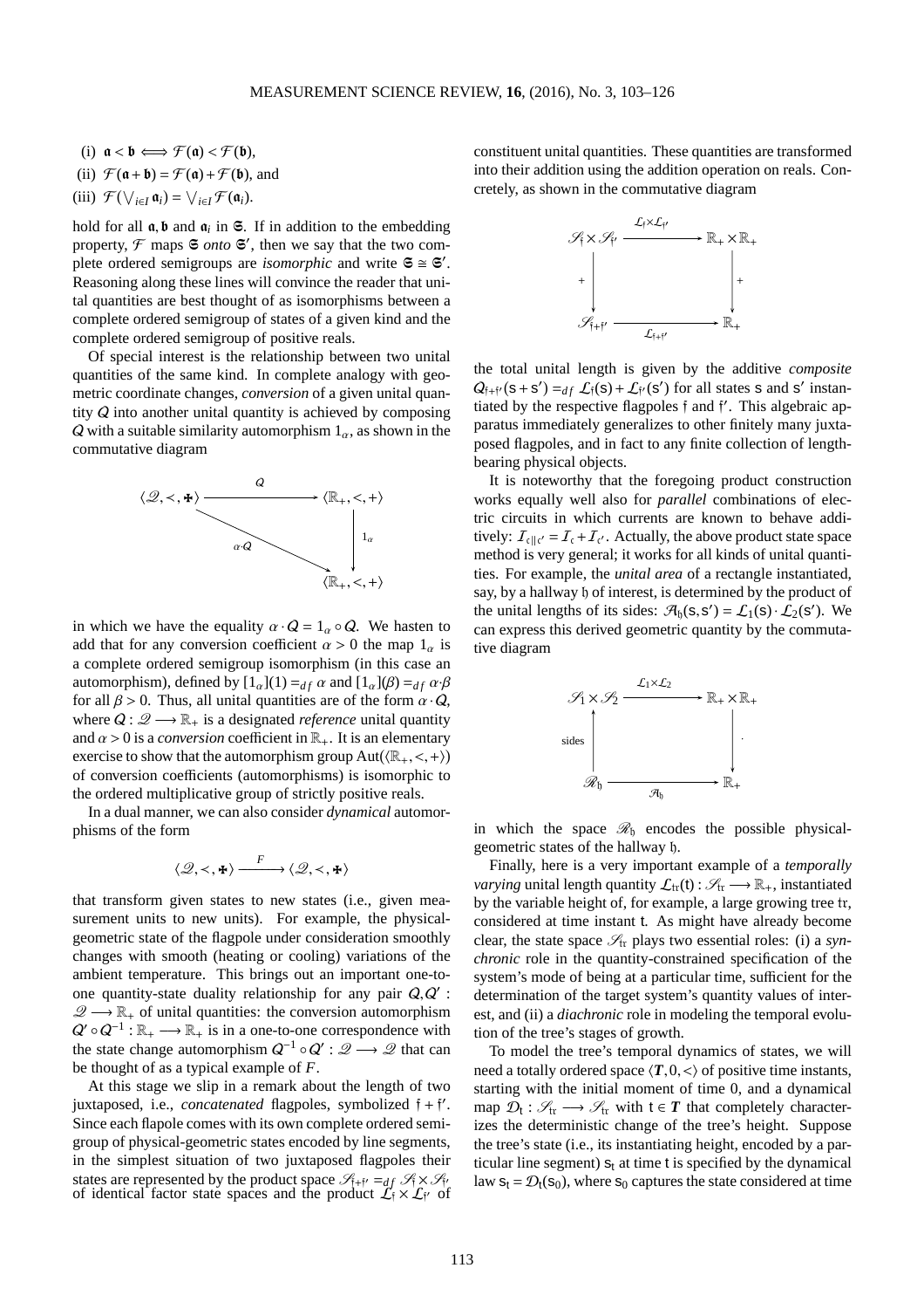(i) $\mathfrak{a} < \mathfrak{b} \iff \mathcal{F}(\mathfrak{a}) < \mathcal{F}(\mathfrak{b})$,

(ii) $\mathcal{F}(\mathfrak{a} \dotplus \mathfrak{b}) = \mathcal{F}(\mathfrak{a}) + \mathcal{F}(\mathfrak{b})$, and

(iii) $\mathcal{F}(\bigvee_{i \in I} \mathfrak{a}_i) = \bigvee_{i \in I} \mathcal{F}(\mathfrak{a}_i)$.

hold for all $\mathfrak{a}, \mathfrak{b}$ and $\mathfrak{a}_i$ in $\mathfrak{S}$. If in addition to the embedding property, $\mathcal{F}$ maps $\mathfrak{S}$ *onto* $\mathfrak{S}'$, then we say that the two complete ordered semigroups are *isomorphic* and write $\mathfrak{S} \cong \mathfrak{S}'$. Reasoning along these lines will convince the reader that unital quantities are best thought of as isomorphisms between a complete ordered semigroup of states of a given kind and the complete ordered semigroup of positive reals.

Of special interest is the relationship between two unital quantities of the same kind. In complete analogy with geometric coordinate changes, *conversion* of a given unital quantity $Q$ into another unital quantity is achieved by composing $Q$ with a suitable similarity automorphism $1_\alpha$, as shown in the commutative diagram

$$\begin{array}{ccc} \langle \mathscr{Q}, <, \dotplus \rangle & \xrightarrow{\quad Q \quad} & \langle \mathbb{R}_+, <, + \rangle \\ & \searrow^{\alpha \cdot Q} & \downarrow 1_\alpha \\ & & \langle \mathbb{R}_+, <, + \rangle \end{array}$$

in which we have the equality $\alpha \cdot Q = 1_\alpha \circ Q$. We hasten to add that for any conversion coefficient $\alpha > 0$ the map $1_\alpha$ is a complete ordered semigroup isomorphism (in this case an automorphism), defined by $[1_\alpha](1) =_{df} \alpha$ and $[1_\alpha](\beta) =_{df} \alpha \cdot \beta$ for all $\beta > 0$. Thus, all unital quantities are of the form $\alpha \cdot Q$, where $Q : \mathscr{Q} \longrightarrow \mathbb{R}_+$ is a designated *reference* unital quantity and $\alpha > 0$ is a *conversion* coefficient in $\mathbb{R}_+$. It is an elementary exercise to show that the automorphism group $\mathrm{Aut}(\langle \mathbb{R}_+, <, + \rangle)$ of conversion coefficients (automorphisms) is isomorphic to the ordered multiplicative group of strictly positive reals.

In a dual manner, we can also consider *dynamical* automorphisms of the form

$$\langle \mathscr{Q}, <, \dotplus \rangle \xrightarrow{\quad F \quad} \langle \mathscr{Q}, <, \dotplus \rangle$$

that transform given states to new states (i.e., given measurement units to new units). For example, the physical-geometric state of the flagpole under consideration smoothly changes with smooth (heating or cooling) variations of the ambient temperature. This brings out an important one-to-one quantity-state duality relationship for any pair $Q, Q' : \mathscr{Q} \longrightarrow \mathbb{R}_+$ of unital quantities: the conversion automorphism $Q' \circ Q^{-1} : \mathbb{R}_+ \longrightarrow \mathbb{R}_+$ is in a one-to-one correspondence with the state change automorphism $Q^{-1} \circ Q' : \mathscr{Q} \longrightarrow \mathscr{Q}$ that can be thought of as a typical example of $F$.

At this stage we slip in a remark about the length of two juxtaposed, i.e., *concatenated* flagpoles, symbolized $\mathfrak{f} + \mathfrak{f}'$. Since each flapole comes with its own complete ordered semigroup of physical-geometric states encoded by line segments, in the simplest situation of two juxtaposed flagpoles their states are represented by the product space $\mathscr{S}_{\mathfrak{f}+\mathfrak{f}'} =_{df} \mathscr{S}_{\mathfrak{f}} \times \mathscr{S}_{\mathfrak{f}'}$ of identical factor state spaces and the product $\mathcal{L}_{\mathfrak{f}} \times \mathcal{L}_{\mathfrak{f}'}$ of constituent unital quantities. These quantities are transformed into their addition using the addition operation on reals. Concretely, as shown in the commutative diagram

$$\begin{array}{ccc} \mathscr{S}_{\mathfrak{f}} \times \mathscr{S}_{\mathfrak{f}'} & \xrightarrow{\quad \mathcal{L}_{\mathfrak{f}} \times \mathcal{L}_{\mathfrak{f}'} \quad} & \mathbb{R}_+ \times \mathbb{R}_+ \\ \downarrow + & & \downarrow + \\ \mathscr{S}_{\mathfrak{f}+\mathfrak{f}'} & \xrightarrow{\quad \mathcal{L}_{\mathfrak{f}+\mathfrak{f}'} \quad} & \mathbb{R}_+ \end{array}$$

the total unital length is given by the additive *composite* $Q_{\mathfrak{f}+\mathfrak{f}'}(\mathsf{s} + \mathsf{s}') =_{df} \mathcal{L}_{\mathfrak{f}}(\mathsf{s}) + \mathcal{L}_{\mathfrak{f}'}(\mathsf{s}')$ for all states $\mathsf{s}$ and $\mathsf{s}'$ instantiated by the respective flagpoles $\mathfrak{f}$ and $\mathfrak{f}'$. This algebraic apparatus immediately generalizes to other finitely many juxtaposed flagpoles, and in fact to any finite collection of length-bearing physical objects.

It is noteworthy that the foregoing product construction works equally well also for *parallel* combinations of electric circuits in which currents are known to behave additively: $\mathcal{I}_{\mathfrak{c}||\mathfrak{c}'} = \mathcal{I}_{\mathfrak{c}} + \mathcal{I}_{\mathfrak{c}'}$. Actually, the above product state space method is very general; it works for all kinds of unital quantities. For example, the *unital area* of a rectangle instantiated, say, by a hallway $\mathfrak{h}$ of interest, is determined by the product of the unital lengths of its sides: $\mathcal{A}_{\mathfrak{h}}(\mathsf{s}, \mathsf{s}') = \mathcal{L}_1(\mathsf{s}) \cdot \mathcal{L}_2(\mathsf{s}')$. We can express this derived geometric quantity by the commutative diagram

$$\begin{array}{ccc} \mathscr{S}_1 \times \mathscr{S}_2 & \xrightarrow{\quad \mathcal{L}_1 \times \mathcal{L}_2 \quad} & \mathbb{R}_+ \times \mathbb{R}_+ \\ \uparrow \text{sides} & & \downarrow \cdot \\ \mathscr{R}_{\mathfrak{h}} & \xrightarrow{\quad \mathcal{A}_{\mathfrak{h}} \quad} & \mathbb{R}_+ \end{array}$$

in which the space $\mathscr{R}_{\mathfrak{h}}$ encodes the possible physical-geometric states of the hallway $\mathfrak{h}$.

Finally, here is a very important example of a *temporally varying* unital length quantity $\mathcal{L}_{\mathfrak{tr}}(\mathsf{t}) : \mathscr{S}_{\mathfrak{tr}} \longrightarrow \mathbb{R}_+$, instantiated by the variable height of, for example, a large growing tree $\mathfrak{tr}$, considered at time instant $\mathsf{t}$. As might have already become clear, the state space $\mathscr{S}_{\mathfrak{tr}}$ plays two essential roles: (i) a *synchronic* role in the quantity-constrained specification of the system's mode of being at a particular time, sufficient for the determination of the target system's quantity values of interest, and (ii) a *diachronic* role in modeling the temporal evolution of the tree's stages of growth.

To model the tree's temporal dynamics of states, we will need a totally ordered space $\langle \boldsymbol{T}, 0, < \rangle$ of positive time instants, starting with the initial moment of time 0, and a dynamical map $\mathcal{D}_{\mathsf{t}} : \mathscr{S}_{\mathfrak{tr}} \longrightarrow \mathscr{S}_{\mathfrak{tr}}$ with $\mathsf{t} \in \boldsymbol{T}$ that completely characterizes the deterministic change of the tree's height. Suppose the tree's state (i.e., its instantiating height, encoded by a particular line segment) $\mathsf{s}_{\mathsf{t}}$ at time $\mathsf{t}$ is specified by the dynamical law $\mathsf{s}_{\mathsf{t}} = \mathcal{D}_{\mathsf{t}}(\mathsf{s}_0)$, where $\mathsf{s}_0$ captures the state considered at time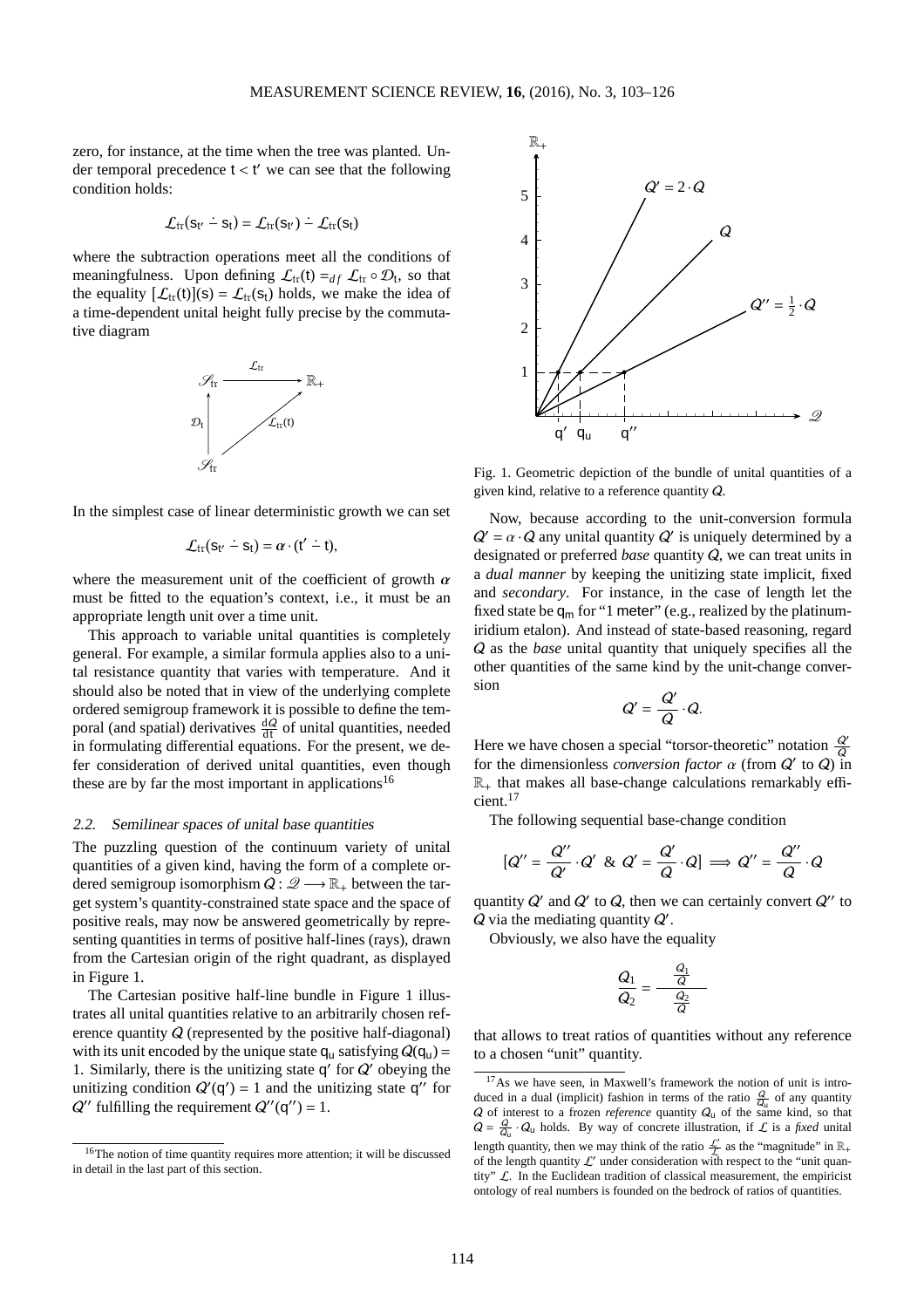zero, for instance, at the time when the tree was planted. Under temporal precedence $\mathsf{t} < \mathsf{t}'$ we can see that the following condition holds:

$$\mathcal{L}_{\mathrm{tr}}(\mathsf{s}_{\mathsf{t}'} \dot{-} \mathsf{s}_{\mathsf{t}}) = \mathcal{L}_{\mathrm{tr}}(\mathsf{s}_{\mathsf{t}'}) \dot{-} \mathcal{L}_{\mathrm{tr}}(\mathsf{s}_{\mathsf{t}})$$

where the subtraction operations meet all the conditions of meaningfulness. Upon defining $\mathcal{L}_{\mathrm{tr}}(\mathsf{t}) =_{df} \mathcal{L}_{\mathrm{tr}} \circ \mathcal{D}_{\mathsf{t}}$, so that the equality $[\mathcal{L}_{\mathrm{tr}}(\mathsf{t})](\mathsf{s}) = \mathcal{L}_{\mathrm{tr}}(\mathsf{s}_{\mathsf{t}})$ holds, we make the idea of a time-dependent unital height fully precise by the commutative diagram

$$\begin{array}{ccc} \mathscr{S}_{\mathrm{tr}} & \xrightarrow{\mathcal{L}_{\mathrm{tr}}} & \mathbb{R}_+ \\ \uparrow \mathcal{D}_{\mathsf{t}} & \nearrow \mathcal{L}_{\mathrm{tr}}(\mathsf{t}) & \\ \mathscr{S}_{\mathrm{tr}} & & \end{array}$$

In the simplest case of linear deterministic growth we can set

$$\mathcal{L}_{\mathrm{tr}}(\mathsf{s}_{\mathsf{t}'} \dot{-} \mathsf{s}_{\mathsf{t}}) = \alpha \cdot (\mathsf{t}' \dot{-} \mathsf{t}),$$

where the measurement unit of the coefficient of growth $\alpha$ must be fitted to the equation's context, i.e., it must be an appropriate length unit over a time unit.

This approach to variable unital quantities is completely general. For example, a similar formula applies also to a unital resistance quantity that varies with temperature. And it should also be noted that in view of the underlying complete ordered semigroup framework it is possible to define the temporal (and spatial) derivatives $\frac{\mathrm{d}Q}{\mathrm{dt}}$ of unital quantities, needed in formulating differential equations. For the present, we defer consideration of derived unital quantities, even though these are by far the most important in applications[16]

### 2.2. Semilinear spaces of unital base quantities

The puzzling question of the continuum variety of unital quantities of a given kind, having the form of a complete ordered semigroup isomorphism $Q : \mathscr{Q} \longrightarrow \mathbb{R}_+$ between the target system's quantity-constrained state space and the space of positive reals, may now be answered geometrically by representing quantities in terms of positive half-lines (rays), drawn from the Cartesian origin of the right quadrant, as displayed in Figure 1.

The Cartesian positive half-line bundle in Figure 1 illustrates all unital quantities relative to an arbitrarily chosen reference quantity $Q$ (represented by the positive half-diagonal) with its unit encoded by the unique state $\mathsf{q}_\mathsf{u}$ satisfying $Q(\mathsf{q}_\mathsf{u}) = 1$. Similarly, there is the unitizing state $\mathsf{q}'$ for $Q'$ obeying the unitizing condition $Q'(\mathsf{q}') = 1$ and the unitizing state $\mathsf{q}''$ for $Q''$ fulfilling the requirement $Q''(\mathsf{q}'') = 1$.

Fig. 1. Geometric depiction of the bundle of unital quantities of a given kind, relative to a reference quantity $Q$.

Now, because according to the unit-conversion formula $Q' = \alpha \cdot Q$ any unital quantity $Q'$ is uniquely determined by a designated or preferred *base* quantity $Q$, we can treat units in a *dual manner* by keeping the unitizing state implicit, fixed and *secondary*. For instance, in the case of length let the fixed state be $\mathsf{q}_\mathsf{m}$ for "1 meter" (e.g., realized by the platinum-iridium etalon). And instead of state-based reasoning, regard $Q$ as the *base* unital quantity that uniquely specifies all the other quantities of the same kind by the unit-change conversion

$$Q' = \frac{Q'}{Q} \cdot Q.$$

Here we have chosen a special "torsor-theoretic" notation $\frac{Q'}{Q}$ for the dimensionless *conversion factor* $\alpha$ (from $Q'$ to $Q$) in $\mathbb{R}_+$ that makes all base-change calculations remarkably efficient.[17]

The following sequential base-change condition

$$[Q'' = \frac{Q''}{Q'} \cdot Q' \;\&\; Q' = \frac{Q'}{Q} \cdot Q] \implies Q'' = \frac{Q''}{Q} \cdot Q$$

quantity $Q'$ and $Q'$ to $Q$, then we can certainly convert $Q''$ to $Q$ via the mediating quantity $Q'$.

Obviously, we also have the equality

$$\frac{Q_1}{Q_2} = \frac{\frac{Q_1}{Q}}{\frac{Q_2}{Q}}$$

that allows to treat ratios of quantities without any reference to a chosen "unit" quantity.

---

[16] The notion of time quantity requires more attention; it will be discussed in detail in the last part of this section.

[17] As we have seen, in Maxwell's framework the notion of unit is introduced in a dual (implicit) fashion in terms of the ratio $\frac{Q}{Q_\mathrm{u}}$ of any quantity $Q$ of interest to a frozen *reference* quantity $Q_\mathrm{u}$ of the same kind, so that $Q = \frac{Q}{Q_\mathrm{u}} \cdot Q_\mathrm{u}$ holds. By way of concrete illustration, if $\mathcal{L}$ is a *fixed* unital length quantity, then we may think of the ratio $\frac{\mathcal{L}'}{\mathcal{L}}$ as the "magnitude" in $\mathbb{R}_+$ of the length quantity $\mathcal{L}'$ under consideration with respect to the "unit quantity" $\mathcal{L}$. In the Euclidean tradition of classical measurement, the empiricist ontology of real numbers is founded on the bedrock of ratios of quantities.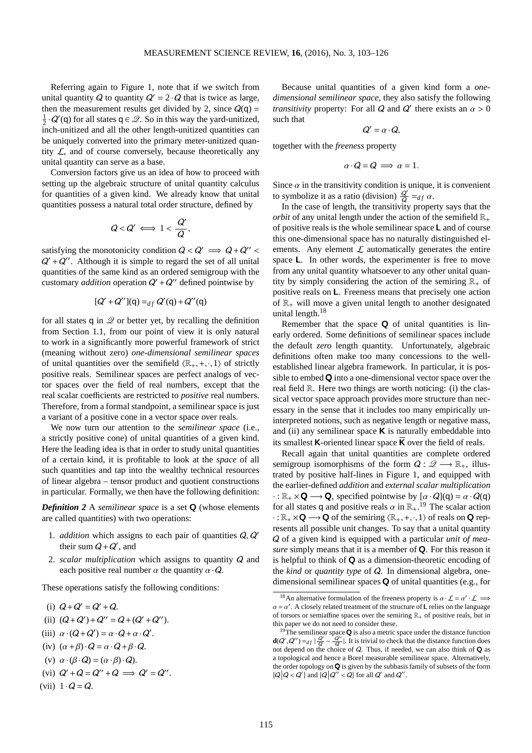Referring again to Figure 1, note that if we switch from unital quantity $Q$ to quantity $Q' = 2 \cdot Q$ that is twice as large, then the measurement results get divided by 2, since $Q(\mathsf{q}) = \frac{1}{2} \cdot Q'(\mathsf{q})$ for all states $\mathsf{q} \in \mathscr{Q}$. So in this way the yard-unitized, inch-unitized and all the other length-unitized quantities can be uniquely converted into the primary meter-unitized quantity $\mathcal{L}$, and of course conversely, because theoretically any unital quantity can serve as a base.

Conversion factors give us an idea of how to proceed with setting up the algebraic structure of unital quantity calculus for quantities of a given kind. We already know that unital quantities possess a natural total order structure, defined by

$$Q < Q' \iff 1 < \frac{Q'}{Q},$$

satisfying the monotonicity condition $Q < Q' \implies Q + Q'' < Q' + Q''$. Although it is simple to regard the set of all unital quantities of the same kind as an ordered semigroup with the customary *addition* operation $Q' + Q''$ defined pointwise by

$$[Q' + Q''](\mathsf{q}) =_{df} Q'(\mathsf{q}) + Q''(\mathsf{q})$$

for all states $\mathsf{q}$ in $\mathscr{Q}$ or better yet, by recalling the definition from Section 1.1, from our point of view it is only natural to work in a significantly more powerful framework of strict (meaning without zero) *one-dimensional semilinear spaces* of unital quantities over the semifield $\langle \mathbb{R}_+, +, \cdot, 1 \rangle$ of strictly positive reals. Semilinear spaces are perfect analogs of vector spaces over the field of real numbers, except that the real scalar coefficients are restricted to *positive* real numbers. Therefore, from a formal standpoint, a semilinear space is just a variant of a positive cone in a vector space over reals.

We now turn our attention to the *semilinear space* (i.e., a strictly positive cone) of unital quantities of a given kind. Here the leading idea is that in order to study unital quantities of a certain kind, it is profitable to look at the *space* of all such quantities and tap into the wealthy technical resources of linear algebra – tensor product and quotient constructions in particular. Formally, we then have the following definition:

***Definition 2*** A *semilinear space* is a set $\mathbf{Q}$ (whose elements are called quantities) with two operations:

1. *addition* which assigns to each pair of quantities $Q, Q'$ their sum $Q + Q'$, and
2. *scalar multiplication* which assigns to quantity $Q$ and each positive real number $\alpha$ the quantity $\alpha \cdot Q$.

These operations satisfy the following conditions:

(i) $Q + Q' = Q' + Q$.

(ii) $(Q + Q') + Q'' = Q + (Q' + Q'')$.

(iii) $\alpha \cdot (Q + Q') = \alpha \cdot Q + \alpha \cdot Q'$.

(iv) $(\alpha + \beta) \cdot Q = \alpha \cdot Q + \beta \cdot Q$.

(v) $\alpha \cdot (\beta \cdot Q) = (\alpha \cdot \beta) \cdot Q)$.

(vi) $Q' + Q = Q'' + Q \implies Q' = Q''$.

(vii) $1 \cdot Q = Q$.

Because unital quantities of a given kind form a *one-dimensional semilinear space,* they also satisfy the following *transitivity* property: For all $Q$ and $Q'$ there exists an $\alpha > 0$ such that

$$Q' = \alpha \cdot Q,$$

together with the *freeness* property

$$\alpha \cdot Q = Q \implies \alpha = 1.$$

Since $\alpha$ in the transitivity condition is unique, it is convenient to symbolize it as a ratio (division) $\frac{Q'}{Q} =_{df} \alpha$.

In the case of length, the transitivity property says that the *orbit* of any unital length under the action of the semifield $\mathbb{R}_+$ of positive reals is the whole semilinear space $\mathbf{L}$ and of course this one-dimensional space has no naturally distinguished elements. Any element $\mathcal{L}$ automatically generates the entire space $\mathbf{L}$. In other words, the experimenter is free to move from any unital quantity whatsoever to any other unital quantity by simply considering the action of the semiring $\mathbb{R}_+$ of positive reals on $\mathbf{L}$. Freeness means that precisely one action of $\mathbb{R}_+$ will move a given unital length to another designated unital length.[18]

Remember that the space $\mathbf{Q}$ of unital quantities is linearly ordered. Some definitions of semilinear spaces include the default *zero* length quantity. Unfortunately, algebraic definitions often make too many concessions to the well-established linear algebra framework. In particular, it is possible to embed $\mathbf{Q}$ into a one-dimensional vector space over the real field $\mathbb{R}$. Here two things are worth noticing: (i) the classical vector space approach provides more structure than necessary in the sense that it includes too many empirically uninterpreted notions, such as negative length or negative mass, and (ii) any semilinear space $\mathbf{K}$ is naturally embeddable into its smallest $\mathbf{K}$-oriented linear space $\overline{\mathbf{K}}$ over the field of reals.

Recall again that unital quantities are complete ordered semigroup isomorphisms of the form $Q : \mathscr{Q} \longrightarrow \mathbb{R}_+$, illustrated by positive half-lines in Figure 1, and equipped with the earlier-defined *addition* and *external scalar multiplication* $\cdot : \mathbb{R}_+ \times \mathbf{Q} \longrightarrow \mathbf{Q}$, specified pointwise by $[\alpha \cdot Q](\mathsf{q}) = \alpha \cdot Q(\mathsf{q})$ for all states $\mathsf{q}$ and positive reals $\alpha$ in $\mathbb{R}_+$.[19] The scalar action $\cdot : \mathbb{R}_+ \times \mathbf{Q} \longrightarrow \mathbf{Q}$ of the semiring $\langle \mathbb{R}_+, +, \cdot, 1 \rangle$ of reals on $\mathbf{Q}$ represents all possible unit changes. To say that a unital quantity $Q$ of a given kind is equipped with a particular *unit of measure* simply means that it is a member of $\mathbf{Q}$. For this reason it is helpful to think of $\mathbf{Q}$ as a dimension-theoretic encoding of the *kind* or *quantity type* of $Q$. In dimensional algebra, one-dimensional semilinear spaces $\mathbf{Q}$ of unital quantities (e.g., for

---

[18] An alternative formulation of the freeness property is $\alpha \cdot \mathcal{L} = \alpha' \cdot \mathcal{L} \implies \alpha = \alpha'$. A closely related treatment of the structure of $\mathbf{L}$ relies on the language of torsors or semiaffine spaces over the semiring $\mathbb{R}_+$ of positive reals, but in this paper we do not need to consider these.

[19] The semilinear space $\mathbf{Q}$ is also a metric space under the distance function $\mathbf{d}(Q', Q'') =_{df} |\frac{Q'}{Q} - \frac{Q''}{Q}|$. It is trivial to check that the distance function does not depend on the choice of $Q$. Thus, if needed, we can also think of $\mathbf{Q}$ as a topological and hence a Borel measurable semilinear space. Alternatively, the order topology on $\mathbf{Q}$ is given by the subbasis family of subsets of the form $\{Q \,|\, Q < Q'\}$ and $\{Q \,|\, Q'' < Q\}$ for all $Q'$ and $Q''$.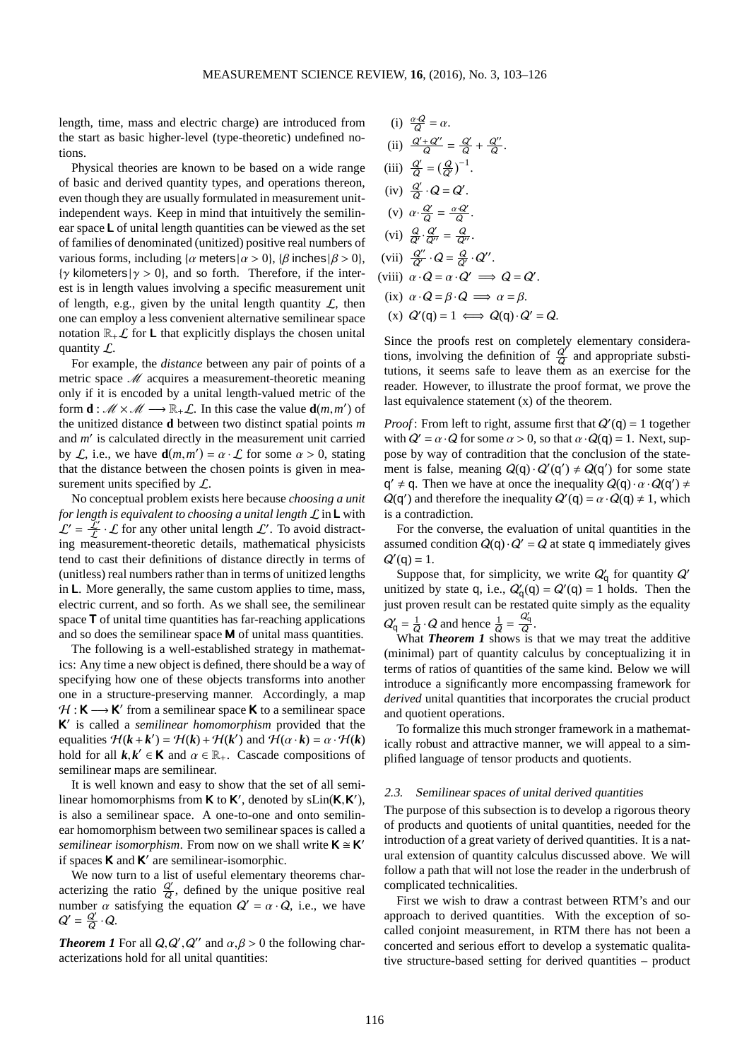length, time, mass and electric charge) are introduced from the start as basic higher-level (type-theoretic) undefined notions.

Physical theories are known to be based on a wide range of basic and derived quantity types, and operations thereon, even though they are usually formulated in measurement unit-independent ways. Keep in mind that intuitively the semilinear space $\mathbf{L}$ of unital length quantities can be viewed as the set of families of denominated (unitized) positive real numbers of various forms, including $\{\alpha \text{ meters} \,|\, \alpha > 0\}$, $\{\beta \text{ inches} \,|\, \beta > 0\}$, $\{\gamma \text{ kilometers} \,|\, \gamma > 0\}$, and so forth. Therefore, if the interest is in length values involving a specific measurement unit of length, e.g., given by the unital length quantity $\mathcal{L}$, then one can employ a less convenient alternative semilinear space notation $\mathbb{R}_+\mathcal{L}$ for $\mathbf{L}$ that explicitly displays the chosen unital quantity $\mathcal{L}$.

For example, the *distance* between any pair of points of a metric space $\mathscr{M}$ acquires a measurement-theoretic meaning only if it is encoded by a unital length-valued metric of the form $\mathbf{d} : \mathscr{M} \times \mathscr{M} \longrightarrow \mathbb{R}_+\mathcal{L}$. In this case the value $\mathbf{d}(m, m')$ of the unitized distance $\mathbf{d}$ between two distinct spatial points $m$ and $m'$ is calculated directly in the measurement unit carried by $\mathcal{L}$, i.e., we have $\mathbf{d}(m, m') = \alpha \cdot \mathcal{L}$ for some $\alpha > 0$, stating that the distance between the chosen points is given in measurement units specified by $\mathcal{L}$.

No conceptual problem exists here because *choosing a unit for length is equivalent to choosing a unital length* $\mathcal{L}$ in $\mathbf{L}$ with $\mathcal{L}' = \frac{\mathcal{L}'}{\mathcal{L}} \cdot \mathcal{L}$ for any other unital length $\mathcal{L}'$. To avoid distracting measurement-theoretic details, mathematical physicists tend to cast their definitions of distance directly in terms of (unitless) real numbers rather than in terms of unitized lengths in $\mathbf{L}$. More generally, the same custom applies to time, mass, electric current, and so forth. As we shall see, the semilinear space $\mathbf{T}$ of unital time quantities has far-reaching applications and so does the semilinear space $\mathbf{M}$ of unital mass quantities.

The following is a well-established strategy in mathematics: Any time a new object is defined, there should be a way of specifying how one of these objects transforms into another one in a structure-preserving manner. Accordingly, a map $\mathcal{H} : \mathbf{K} \longrightarrow \mathbf{K}'$ from a semilinear space $\mathbf{K}$ to a semilinear space $\mathbf{K}'$ is called a *semilinear homomorphism* provided that the equalities $\mathcal{H}(\boldsymbol{k} + \boldsymbol{k}') = \mathcal{H}(\boldsymbol{k}) + \mathcal{H}(\boldsymbol{k}')$ and $\mathcal{H}(\alpha \cdot \boldsymbol{k}) = \alpha \cdot \mathcal{H}(\boldsymbol{k})$ hold for all $\boldsymbol{k}, \boldsymbol{k}' \in \mathbf{K}$ and $\alpha \in \mathbb{R}_+$. Cascade compositions of semilinear maps are semilinear.

It is well known and easy to show that the set of all semilinear homomorphisms from $\mathbf{K}$ to $\mathbf{K}'$, denoted by $\mathrm{sLin}(\mathbf{K}, \mathbf{K}')$, is also a semilinear space. A one-to-one and onto semilinear homomorphism between two semilinear spaces is called a *semilinear isomorphism*. From now on we shall write $\mathbf{K} \cong \mathbf{K}'$ if spaces $\mathbf{K}$ and $\mathbf{K}'$ are semilinear-isomorphic.

We now turn to a list of useful elementary theorems characterizing the ratio $\frac{Q'}{Q}$, defined by the unique positive real number $\alpha$ satisfying the equation $Q' = \alpha \cdot Q$, i.e., we have $Q' = \frac{Q'}{Q} \cdot Q$.

***Theorem 1*** For all $Q, Q', Q''$ and $\alpha, \beta > 0$ the following characterizations hold for all unital quantities:

(i) $\frac{\alpha \cdot Q}{Q} = \alpha$.

(ii) $\frac{Q' + Q''}{Q} = \frac{Q'}{Q} + \frac{Q''}{Q}$.

(iii) $\frac{Q'}{Q} = \left(\frac{Q}{Q'}\right)^{-1}$.

(iv) $\frac{Q'}{Q} \cdot Q = Q'$.

(v) $\alpha \cdot \frac{Q'}{Q} = \frac{\alpha \cdot Q'}{Q}$.

(vi) $\frac{Q}{Q'} \cdot \frac{Q'}{Q''} = \frac{Q}{Q''}$.

(vii) $\frac{Q''}{Q'} \cdot Q = \frac{Q}{Q'} \cdot Q''$.

(viii) $\alpha \cdot Q = \alpha \cdot Q' \implies Q = Q'$.

(ix) $\alpha \cdot Q = \beta \cdot Q \implies \alpha = \beta$.

(x) $Q'(\mathsf{q}) = 1 \iff Q(\mathsf{q}) \cdot Q' = Q$.

Since the proofs rest on completely elementary considerations, involving the definition of $\frac{Q'}{Q}$ and appropriate substitutions, it seems safe to leave them as an exercise for the reader. However, to illustrate the proof format, we prove the last equivalence statement (x) of the theorem.

*Proof*: From left to right, assume first that $Q'(\mathsf{q}) = 1$ together with $Q' = \alpha \cdot Q$ for some $\alpha > 0$, so that $\alpha \cdot Q(\mathsf{q}) = 1$. Next, suppose by way of contradiction that the conclusion of the statement is false, meaning $Q(\mathsf{q}) \cdot Q'(\mathsf{q}') \neq Q(\mathsf{q}')$ for some state $\mathsf{q}' \neq \mathsf{q}$. Then we have at once the inequality $Q(\mathsf{q}) \cdot \alpha \cdot Q(\mathsf{q}') \neq Q(\mathsf{q}')$ and therefore the inequality $Q'(\mathsf{q}) = \alpha \cdot Q(\mathsf{q}) \neq 1$, which is a contradiction.

For the converse, the evaluation of unital quantities in the assumed condition $Q(\mathsf{q}) \cdot Q' = Q$ at state $\mathsf{q}$ immediately gives $Q'(\mathsf{q}) = 1$.

Suppose that, for simplicity, we write $Q'_{\mathsf{q}}$ for quantity $Q'$ unitized by state $\mathsf{q}$, i.e., $Q'_{\mathsf{q}}(\mathsf{q}) = Q'(\mathsf{q}) = 1$ holds. Then the just proven result can be restated quite simply as the equality $Q'_{\mathsf{q}} = \frac{1}{Q} \cdot Q$ and hence $\frac{1}{Q} = \frac{Q'_{\mathsf{q}}}{Q}$.

What ***Theorem 1*** shows is that we may treat the additive (minimal) part of quantity calculus by conceptualizing it in terms of ratios of quantities of the same kind. Below we will introduce a significantly more encompassing framework for *derived* unital quantities that incorporates the crucial product and quotient operations.

To formalize this much stronger framework in a mathematically robust and attractive manner, we will appeal to a simplified language of tensor products and quotients.

### 2.3. Semilinear spaces of unital derived quantities

The purpose of this subsection is to develop a rigorous theory of products and quotients of unital quantities, needed for the introduction of a great variety of derived quantities. It is a natural extension of quantity calculus discussed above. We will follow a path that will not lose the reader in the underbrush of complicated technicalities.

First we wish to draw a contrast between RTM's and our approach to derived quantities. With the exception of so-called conjoint measurement, in RTM there has not been a concerted and serious effort to develop a systematic qualitative structure-based setting for derived quantities – product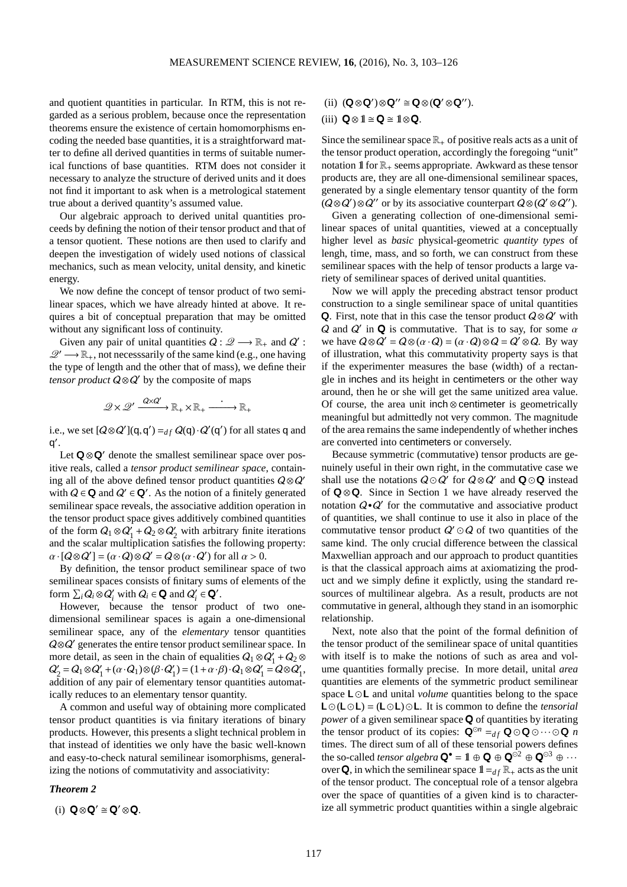and quotient quantities in particular. In RTM, this is not regarded as a serious problem, because once the representation theorems ensure the existence of certain homomorphisms encoding the needed base quantities, it is a straightforward matter to define all derived quantities in terms of suitable numerical functions of base quantities. RTM does not consider it necessary to analyze the structure of derived units and it does not find it important to ask when is a metrological statement true about a derived quantity's assumed value.

Our algebraic approach to derived unital quantities proceeds by defining the notion of their tensor product and that of a tensor quotient. These notions are then used to clarify and deepen the investigation of widely used notions of classical mechanics, such as mean velocity, unital density, and kinetic energy.

We now define the concept of tensor product of two semilinear spaces, which we have already hinted at above. It requires a bit of conceptual preparation that may be omitted without any significant loss of continuity.

Given any pair of unital quantities $Q : \mathscr{Q} \longrightarrow \mathbb{R}_+$ and $Q' : \mathscr{Q}' \longrightarrow \mathbb{R}_+$, not necesssarily of the same kind (e.g., one having the type of length and the other that of mass), we define their *tensor product* $Q \otimes Q'$ by the composite of maps

$$\mathscr{Q} \times \mathscr{Q}' \xrightarrow{Q \times Q'} \mathbb{R}_+ \times \mathbb{R}_+ \xrightarrow{\ \cdot\ } \mathbb{R}_+$$

i.e., we set $[Q \otimes Q'](\mathsf{q}, \mathsf{q}') =_{df} Q(\mathsf{q}) \cdot Q'(\mathsf{q}')$ for all states $\mathsf{q}$ and $\mathsf{q}'$.

Let $\mathbf{Q} \otimes \mathbf{Q}'$ denote the smallest semilinear space over positive reals, called a *tensor product semilinear space*, containing all of the above defined tensor product quantities $Q \otimes Q'$ with $Q \in \mathbf{Q}$ and $Q' \in \mathbf{Q}'$. As the notion of a finitely generated semilinear space reveals, the associative addition operation in the tensor product space gives additively combined quantities of the form $Q_1 \otimes Q_1' + Q_2 \otimes Q_2'$ with arbitrary finite iterations and the scalar multiplication satisfies the following property: $\alpha \cdot [Q \otimes Q'] = (\alpha \cdot Q) \otimes Q' = Q \otimes (\alpha \cdot Q')$ for all $\alpha > 0$.

By definition, the tensor product semilinear space of two semilinear spaces consists of finitary sums of elements of the form $\sum_i Q_i \otimes Q_i'$ with $Q_i \in \mathbf{Q}$ and $Q_i' \in \mathbf{Q}'$.

However, because the tensor product of two one-dimensional semilinear spaces is again a one-dimensional semilinear space, any of the *elementary* tensor quantities $Q \otimes Q'$ generates the entire tensor product semilinear space. In more detail, as seen in the chain of equalities $Q_1 \otimes Q_1' + Q_2 \otimes Q_2' = Q_1 \otimes Q_1' + (\alpha \cdot Q_1) \otimes (\beta \cdot Q_1') = (1 + \alpha \cdot \beta) \cdot Q_1 \otimes Q_1' = Q \otimes Q_1'$, addition of any pair of elementary tensor quantities automatically reduces to an elementary tensor quantity.

A common and useful way of obtaining more complicated tensor product quantities is via finitary iterations of binary products. However, this presents a slight technical problem in that instead of identities we only have the basic well-known and easy-to-check natural semilinear isomorphisms, generalizing the notions of commutativity and associativity:

***Theorem 2***

(i) $\mathbf{Q} \otimes \mathbf{Q}' \cong \mathbf{Q}' \otimes \mathbf{Q}$.

(ii) $(\mathbf{Q} \otimes \mathbf{Q}') \otimes \mathbf{Q}'' \cong \mathbf{Q} \otimes (\mathbf{Q}' \otimes \mathbf{Q}'')$.

(iii) $\mathbf{Q} \otimes \mathbb{1} \cong \mathbf{Q} \cong \mathbb{1} \otimes \mathbf{Q}$.

Since the semilinear space $\mathbb{R}_+$ of positive reals acts as a unit of the tensor product operation, accordingly the foregoing "unit" notation $\mathbb{1}$ for $\mathbb{R}_+$ seems appropriate. Awkward as these tensor products are, they are all one-dimensional semilinear spaces, generated by a single elementary tensor quantity of the form $(Q \otimes Q') \otimes Q''$ or by its associative counterpart $Q \otimes (Q' \otimes Q'')$.

Given a generating collection of one-dimensional semilinear spaces of unital quantities, viewed at a conceptually higher level as *basic* physical-geometric *quantity types* of lengh, time, mass, and so forth, we can construct from these semilinear spaces with the help of tensor products a large variety of semilinear spaces of derived unital quantities.

Now we will apply the preceding abstract tensor product construction to a single semilinear space of unital quantities $\mathbf{Q}$. First, note that in this case the tensor product $Q \otimes Q'$ with $Q$ and $Q'$ in $\mathbf{Q}$ is commutative. That is to say, for some $\alpha$ we have $Q \otimes Q' = Q \otimes (\alpha \cdot Q) = (\alpha \cdot Q) \otimes Q = Q' \otimes Q$. By way of illustration, what this commutativity property says is that if the experimenter measures the base (width) of a rectangle in inches and its height in centimeters or the other way around, then he or she will get the same unitized area value. Of course, the area unit inch $\otimes$ centimeter is geometrically meaningful but admittedly not very common. The magnitude of the area remains the same independently of whether inches are converted into centimeters or conversely.

Because symmetric (commutative) tensor products are genuinely useful in their own right, in the commutative case we shall use the notations $Q \odot Q'$ for $Q \otimes Q'$ and $\mathbf{Q} \odot \mathbf{Q}$ instead of $\mathbf{Q} \otimes \mathbf{Q}$. Since in Section 1 we have already reserved the notation $Q \bullet Q'$ for the commutative and associative product of quantities, we shall continue to use it also in place of the commutative tensor product $Q' \odot Q$ of two quantities of the same kind. The only crucial difference between the classical Maxwellian approach and our approach to product quantities is that the classical approach aims at axiomatizing the product and we simply define it explictly, using the standard resources of multilinear algebra. As a result, products are not commutative in general, although they stand in an isomorphic relationship.

Next, note also that the point of the formal definition of the tensor product of the semilinear space of unital quantities with itself is to make the notions of such as area and volume quantities formally precise. In more detail, unital *area* quantities are elements of the symmetric product semilinear space $\mathbf{L} \odot \mathbf{L}$ and unital *volume* quantities belong to the space $\mathbf{L} \odot (\mathbf{L} \odot \mathbf{L}) = (\mathbf{L} \odot \mathbf{L}) \odot \mathbf{L}$. It is common to define the *tensorial power* of a given semilinear space $\mathbf{Q}$ of quantities by iterating the tensor product of its copies: $\mathbf{Q}^{\odot n} =_{df} \mathbf{Q} \odot \mathbf{Q} \odot \cdots \odot \mathbf{Q}$ $n$ times. The direct sum of all of these tensorial powers defines the so-called *tensor algebra* $\mathbf{Q}^{\bullet} = \mathbb{1} \oplus \mathbf{Q} \oplus \mathbf{Q}^{\odot 2} \oplus \mathbf{Q}^{\odot 3} \oplus \cdots$ over $\mathbf{Q}$, in which the semilinear space $\mathbb{1} =_{df} \mathbb{R}_+$ acts as the unit of the tensor product. The conceptual role of a tensor algebra over the space of quantities of a given kind is to characterize all symmetric product quantities within a single algebraic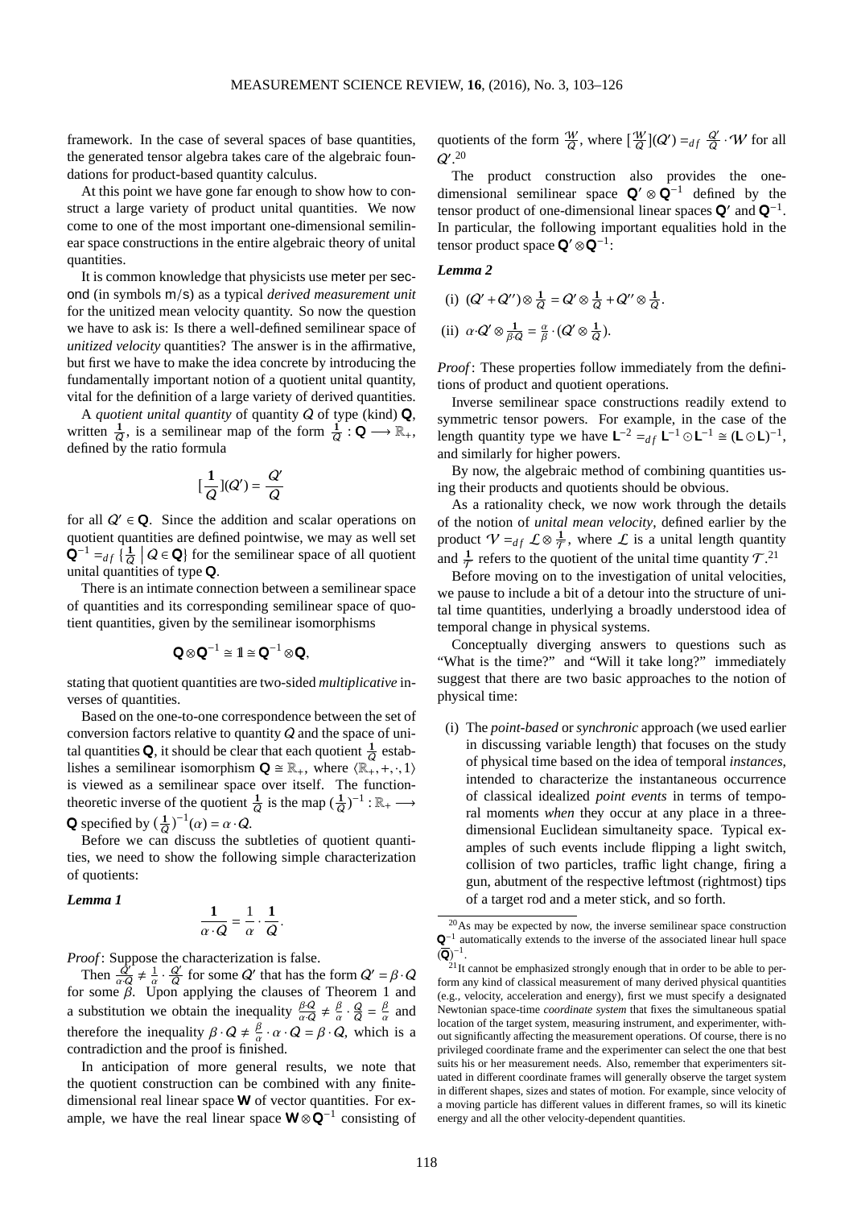framework. In the case of several spaces of base quantities, the generated tensor algebra takes care of the algebraic foundations for product-based quantity calculus.

At this point we have gone far enough to show how to construct a large variety of product unital quantities. We now come to one of the most important one-dimensional semilinear space constructions in the entire algebraic theory of unital quantities.

It is common knowledge that physicists use meter per second (in symbols $\mathsf{m/s}$) as a typical *derived measurement unit* for the unitized mean velocity quantity. So now the question we have to ask is: Is there a well-defined semilinear space of *unitized velocity* quantities? The answer is in the affirmative, but first we have to make the idea concrete by introducing the fundamentally important notion of a quotient unital quantity, vital for the definition of a large variety of derived quantities.

A *quotient unital quantity* of quantity $\mathcal{Q}$ of type (kind) $\mathbf{Q}$, written $\frac{\mathbf{1}}{\mathcal{Q}}$, is a semilinear map of the form $\frac{\mathbf{1}}{\mathcal{Q}} : \mathbf{Q} \longrightarrow \mathbb{R}_+$, defined by the ratio formula

$$[\frac{\mathbf{1}}{\mathcal{Q}}](\mathcal{Q}') = \frac{\mathcal{Q}'}{\mathcal{Q}}$$

for all $\mathcal{Q}' \in \mathbf{Q}$. Since the addition and scalar operations on quotient quantities are defined pointwise, we may as well set $\mathbf{Q}^{-1} =_{df} \{\frac{\mathbf{1}}{\mathcal{Q}} \mid \mathcal{Q} \in \mathbf{Q}\}$ for the semilinear space of all quotient unital quantities of type $\mathbf{Q}$.

There is an intimate connection between a semilinear space of quantities and its corresponding semilinear space of quotient quantities, given by the semilinear isomorphisms

$$\mathbf{Q} \otimes \mathbf{Q}^{-1} \cong \mathbb{1} \cong \mathbf{Q}^{-1} \otimes \mathbf{Q},$$

stating that quotient quantities are two-sided *multiplicative* inverses of quantities.

Based on the one-to-one correspondence between the set of conversion factors relative to quantity $\mathcal{Q}$ and the space of unital quantities $\mathbf{Q}$, it should be clear that each quotient $\frac{\mathbf{1}}{\mathcal{Q}}$ establishes a semilinear isomorphism $\mathbf{Q} \cong \mathbb{R}_+$, where $\langle \mathbb{R}_+, +, \cdot, 1 \rangle$ is viewed as a semilinear space over itself. The function-theoretic inverse of the quotient $\frac{\mathbf{1}}{\mathcal{Q}}$ is the map $(\frac{\mathbf{1}}{\mathcal{Q}})^{-1} : \mathbb{R}_+ \longrightarrow \mathbf{Q}$ specified by $(\frac{\mathbf{1}}{\mathcal{Q}})^{-1}(\alpha) = \alpha \cdot \mathcal{Q}$.

Before we can discuss the subtleties of quotient quantities, we need to show the following simple characterization of quotients:

***Lemma 1***

$$\frac{\mathbf{1}}{\alpha \cdot \mathcal{Q}} = \frac{1}{\alpha} \cdot \frac{\mathbf{1}}{\mathcal{Q}}.$$

*Proof*: Suppose the characterization is false.

Then $\frac{\mathcal{Q}'}{\alpha \cdot \mathcal{Q}} \neq \frac{1}{\alpha} \cdot \frac{\mathcal{Q}'}{\mathcal{Q}}$ for some $\mathcal{Q}'$ that has the form $\mathcal{Q}' = \beta \cdot \mathcal{Q}$ for some $\beta$. Upon applying the clauses of Theorem 1 and a substitution we obtain the inequality $\frac{\beta \cdot \mathcal{Q}}{\alpha \cdot \mathcal{Q}} \neq \frac{\beta}{\alpha} \cdot \frac{\mathcal{Q}}{\mathcal{Q}} = \frac{\beta}{\alpha}$ and therefore the inequality $\beta \cdot \mathcal{Q} \neq \frac{\beta}{\alpha} \cdot \alpha \cdot \mathcal{Q} = \beta \cdot \mathcal{Q}$, which is a contradiction and the proof is finished.

In anticipation of more general results, we note that the quotient construction can be combined with any finite-dimensional real linear space $\mathbf{W}$ of vector quantities. For example, we have the real linear space $\mathbf{W} \otimes \mathbf{Q}^{-1}$ consisting of quotients of the form $\frac{\mathcal{W}}{\mathcal{Q}}$, where $[\frac{\mathcal{W}}{\mathcal{Q}}](\mathcal{Q}') =_{df} \frac{\mathcal{Q}'}{\mathcal{Q}} \cdot \mathcal{W}$ for all $\mathcal{Q}'$.[20]

The product construction also provides the one-dimensional semilinear space $\mathbf{Q}' \otimes \mathbf{Q}^{-1}$ defined by the tensor product of one-dimensional linear spaces $\mathbf{Q}'$ and $\mathbf{Q}^{-1}$. In particular, the following important equalities hold in the tensor product space $\mathbf{Q}' \otimes \mathbf{Q}^{-1}$:

***Lemma 2***

(i) $(\mathcal{Q}' + \mathcal{Q}'') \otimes \frac{\mathbf{1}}{\mathcal{Q}} = \mathcal{Q}' \otimes \frac{\mathbf{1}}{\mathcal{Q}} + \mathcal{Q}'' \otimes \frac{\mathbf{1}}{\mathcal{Q}}$.

(ii) $\alpha \cdot \mathcal{Q}' \otimes \frac{\mathbf{1}}{\beta \cdot \mathcal{Q}} = \frac{\alpha}{\beta} \cdot (\mathcal{Q}' \otimes \frac{\mathbf{1}}{\mathcal{Q}})$.

*Proof*: These properties follow immediately from the definitions of product and quotient operations.

Inverse semilinear space constructions readily extend to symmetric tensor powers. For example, in the case of the length quantity type we have $\mathbf{L}^{-2} =_{df} \mathbf{L}^{-1} \odot \mathbf{L}^{-1} \cong (\mathbf{L} \odot \mathbf{L})^{-1}$, and similarly for higher powers.

By now, the algebraic method of combining quantities using their products and quotients should be obvious.

As a rationality check, we now work through the details of the notion of *unital mean velocity*, defined earlier by the product $\mathcal{V} =_{df} \mathcal{L} \otimes \frac{\mathbf{1}}{\mathcal{T}}$, where $\mathcal{L}$ is a unital length quantity and $\frac{\mathbf{1}}{\mathcal{T}}$ refers to the quotient of the unital time quantity $\mathcal{T}$.[21]

Before moving on to the investigation of unital velocities, we pause to include a bit of a detour into the structure of unital time quantities, underlying a broadly understood idea of temporal change in physical systems.

Conceptually diverging answers to questions such as "What is the time?" and "Will it take long?" immediately suggest that there are two basic approaches to the notion of physical time:

(i) The *point-based* or *synchronic* approach (we used earlier in discussing variable length) that focuses on the study of physical time based on the idea of temporal *instances*, intended to characterize the instantaneous occurrence of classical idealized *point events* in terms of temporal moments *when* they occur at any place in a three-dimensional Euclidean simultaneity space. Typical examples of such events include flipping a light switch, collision of two particles, traffic light change, firing a gun, abutment of the respective leftmost (rightmost) tips of a target rod and a meter stick, and so forth.

---

[20] As may be expected by now, the inverse semilinear space construction $\mathbf{Q}^{-1}$ automatically extends to the inverse of the associated linear hull space $(\overline{\mathbf{Q}})^{-1}$.

[21] It cannot be emphasized strongly enough that in order to be able to perform any kind of classical measurement of many derived physical quantities (e.g., velocity, acceleration and energy), first we must specify a designated Newtonian space-time *coordinate system* that fixes the simultaneous spatial location of the target system, measuring instrument, and experimenter, without significantly affecting the measurement operations. Of course, there is no privileged coordinate frame and the experimenter can select the one that best suits his or her measurement needs. Also, remember that experimenters situated in different coordinate frames will generally observe the target system in different shapes, sizes and states of motion. For example, since velocity of a moving particle has different values in different frames, so will its kinetic energy and all the other velocity-dependent quantities.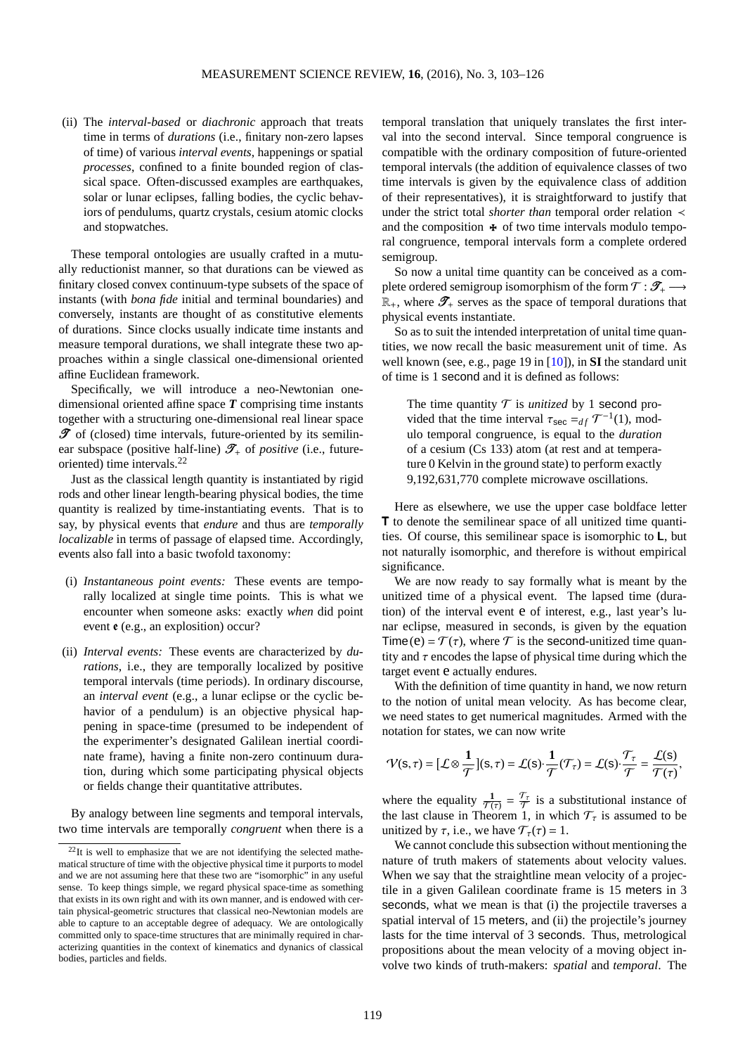(ii) The *interval-based* or *diachronic* approach that treats time in terms of *durations* (i.e., finitary non-zero lapses of time) of various *interval events*, happenings or spatial *processes*, confined to a finite bounded region of classical space. Often-discussed examples are earthquakes, solar or lunar eclipses, falling bodies, the cyclic behaviors of pendulums, quartz crystals, cesium atomic clocks and stopwatches.

These temporal ontologies are usually crafted in a mutually reductionist manner, so that durations can be viewed as finitary closed convex continuum-type subsets of the space of instants (with *bona fide* initial and terminal boundaries) and conversely, instants are thought of as constitutive elements of durations. Since clocks usually indicate time instants and measure temporal durations, we shall integrate these two approaches within a single classical one-dimensional oriented affine Euclidean framework.

Specifically, we will introduce a neo-Newtonian one-dimensional oriented affine space $\boldsymbol{T}$ comprising time instants together with a structuring one-dimensional real linear space $\mathscr{T}$ of (closed) time intervals, future-oriented by its semilinear subspace (positive half-line) $\mathscr{T}_+$ of *positive* (i.e., future-oriented) time intervals.[22]

Just as the classical length quantity is instantiated by rigid rods and other linear length-bearing physical bodies, the time quantity is realized by time-instantiating events. That is to say, by physical events that *endure* and thus are *temporally localizable* in terms of passage of elapsed time. Accordingly, events also fall into a basic twofold taxonomy:

(i) *Instantaneous point events:* These events are temporally localized at single time points. This is what we encounter when someone asks: exactly *when* did point event $\mathfrak{e}$ (e.g., an explosition) occur?

(ii) *Interval events:* These events are characterized by *durations*, i.e., they are temporally localized by positive temporal intervals (time periods). In ordinary discourse, an *interval event* (e.g., a lunar eclipse or the cyclic behavior of a pendulum) is an objective physical happening in space-time (presumed to be independent of the experimenter's designated Galilean inertial coordinate frame), having a finite non-zero continuum duration, during which some participating physical objects or fields change their quantitative attributes.

By analogy between line segments and temporal intervals, two time intervals are temporally *congruent* when there is a temporal translation that uniquely translates the first interval into the second interval. Since temporal congruence is compatible with the ordinary composition of future-oriented temporal intervals (the addition of equivalence classes of two time intervals is given by the equivalence class of addition of their representatives), it is straightforward to justify that under the strict total *shorter than* temporal order relation $\lessdot$ and the composition $\dotplus$ of two time intervals modulo temporal congruence, temporal intervals form a complete ordered semigroup.

So now a unital time quantity can be conceived as a complete ordered semigroup isomorphism of the form $\mathcal{T} : \mathscr{T}_+ \longrightarrow \mathbb{R}_+$, where $\mathscr{T}_+$ serves as the space of temporal durations that physical events instantiate.

So as to suit the intended interpretation of unital time quantities, we now recall the basic measurement unit of time. As well known (see, e.g., page 19 in [10]), in **SI** the standard unit of time is 1 second and it is defined as follows:

> The time quantity $\mathcal{T}$ is *unitized* by 1 second provided that the time interval $\tau_{\mathsf{sec}} =_{df} \mathcal{T}^{-1}(1)$, modulo temporal congruence, is equal to the *duration* of a cesium (Cs 133) atom (at rest and at temperature 0 Kelvin in the ground state) to perform exactly 9,192,631,770 complete microwave oscillations.

Here as elsewhere, we use the upper case boldface letter $\mathbf{T}$ to denote the semilinear space of all unitized time quantities. Of course, this semilinear space is isomorphic to $\mathbf{L}$, but not naturally isomorphic, and therefore is without empirical significance.

We are now ready to say formally what is meant by the unitized time of a physical event. The lapsed time (duration) of the interval event $\mathsf{e}$ of interest, e.g., last year's lunar eclipse, measured in seconds, is given by the equation $\mathsf{Time}(\mathsf{e}) = \mathcal{T}(\tau)$, where $\mathcal{T}$ is the second-unitized time quantity and $\tau$ encodes the lapse of physical time during which the target event $\mathsf{e}$ actually endures.

With the definition of time quantity in hand, we now return to the notion of unital mean velocity. As has become clear, we need states to get numerical magnitudes. Armed with the notation for states, we can now write

$$\mathcal{V}(\mathsf{s},\tau) = [\mathcal{L} \otimes \frac{\mathbf{1}}{\mathcal{T}}](\mathsf{s},\tau) = \mathcal{L}(\mathsf{s}) \cdot \frac{\mathbf{1}}{\mathcal{T}}(\mathcal{T}_\tau) = \mathcal{L}(\mathsf{s}) \cdot \frac{\mathcal{T}_\tau}{\mathcal{T}} = \frac{\mathcal{L}(\mathsf{s})}{\mathcal{T}(\tau)},$$

where the equality $\frac{\mathbf{1}}{\mathcal{T}(\tau)} = \frac{\mathcal{T}_\tau}{\mathcal{T}}$ is a substitutional instance of the last clause in Theorem 1, in which $\mathcal{T}_\tau$ is assumed to be unitized by $\tau$, i.e., we have $\mathcal{T}_\tau(\tau) = 1$.

We cannot conclude this subsection without mentioning the nature of truth makers of statements about velocity values. When we say that the straightline mean velocity of a projectile in a given Galilean coordinate frame is 15 meters in 3 seconds, what we mean is that (i) the projectile traverses a spatial interval of 15 meters, and (ii) the projectile's journey lasts for the time interval of 3 seconds. Thus, metrological propositions about the mean velocity of a moving object involve two kinds of truth-makers: *spatial* and *temporal*. The

---

[22] It is well to emphasize that we are not identifying the selected mathematical structure of time with the objective physical time it purports to model and we are not assuming here that these two are "isomorphic" in any useful sense. To keep things simple, we regard physical space-time as something that exists in its own right and with its own manner, and is endowed with certain physical-geometric structures that classical neo-Newtonian models are able to capture to an acceptable degree of adequacy. We are ontologically committed only to space-time structures that are minimally required in characterizing quantities in the context of kinematics and dynamics of classical bodies, particles and fields.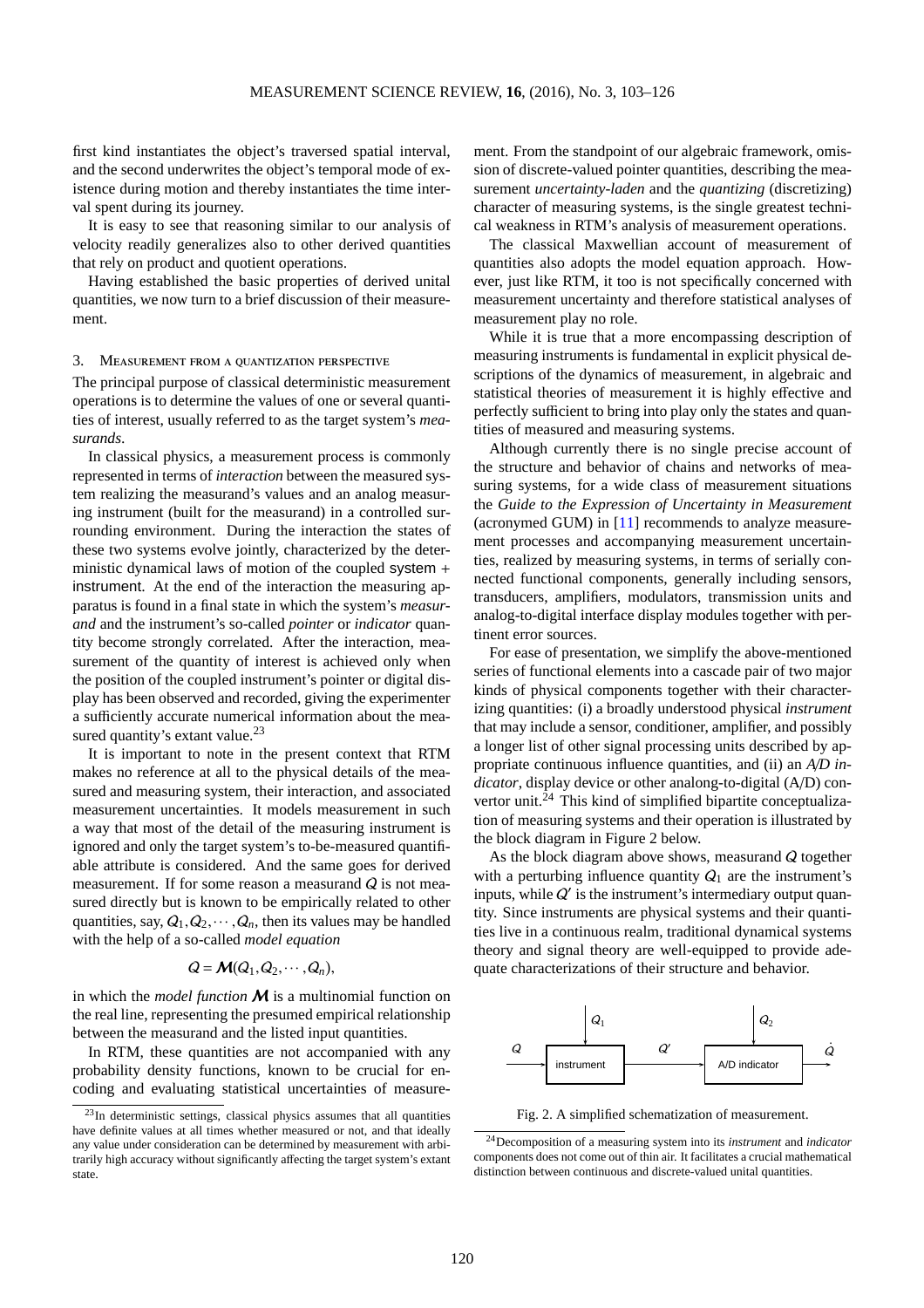first kind instantiates the object's traversed spatial interval, and the second underwrites the object's temporal mode of existence during motion and thereby instantiates the time interval spent during its journey.

It is easy to see that reasoning similar to our analysis of velocity readily generalizes also to other derived quantities that rely on product and quotient operations.

Having established the basic properties of derived unital quantities, we now turn to a brief discussion of their measurement.

## 3. Measurement from a quantization perspective

The principal purpose of classical deterministic measurement operations is to determine the values of one or several quantities of interest, usually referred to as the target system's *measurands*.

In classical physics, a measurement process is commonly represented in terms of *interaction* between the measured system realizing the measurand's values and an analog measuring instrument (built for the measurand) in a controlled surrounding environment. During the interaction the states of these two systems evolve jointly, characterized by the deterministic dynamical laws of motion of the coupled system + instrument. At the end of the interaction the measuring apparatus is found in a final state in which the system's *measurand* and the instrument's so-called *pointer* or *indicator* quantity become strongly correlated. After the interaction, measurement of the quantity of interest is achieved only when the position of the coupled instrument's pointer or digital display has been observed and recorded, giving the experimenter a sufficiently accurate numerical information about the measured quantity's extant value.[23]

It is important to note in the present context that RTM makes no reference at all to the physical details of the measured and measuring system, their interaction, and associated measurement uncertainties. It models measurement in such a way that most of the detail of the measuring instrument is ignored and only the target system's to-be-measured quantifiable attribute is considered. And the same goes for derived measurement. If for some reason a measurand $Q$ is not measured directly but is known to be empirically related to other quantities, say, $Q_1, Q_2, \cdots, Q_n$, then its values may be handled with the help of a so-called *model equation*

$$Q = \mathcal{M}(Q_1, Q_2, \cdots, Q_n),$$

in which the *model function* $\mathcal{M}$ is a multinomial function on the real line, representing the presumed empirical relationship between the measurand and the listed input quantities.

In RTM, these quantities are not accompanied with any probability density functions, known to be crucial for encoding and evaluating statistical uncertainties of measurement. From the standpoint of our algebraic framework, omission of discrete-valued pointer quantities, describing the measurement *uncertainty-laden* and the *quantizing* (discretizing) character of measuring systems, is the single greatest technical weakness in RTM's analysis of measurement operations.

The classical Maxwellian account of measurement of quantities also adopts the model equation approach. However, just like RTM, it too is not specifically concerned with measurement uncertainty and therefore statistical analyses of measurement play no role.

While it is true that a more encompassing description of measuring instruments is fundamental in explicit physical descriptions of the dynamics of measurement, in algebraic and statistical theories of measurement it is highly effective and perfectly sufficient to bring into play only the states and quantities of measured and measuring systems.

Although currently there is no single precise account of the structure and behavior of chains and networks of measuring systems, for a wide class of measurement situations the *Guide to the Expression of Uncertainty in Measurement* (acronymed GUM) in [11] recommends to analyze measurement processes and accompanying measurement uncertainties, realized by measuring systems, in terms of serially connected functional components, generally including sensors, transducers, amplifiers, modulators, transmission units and analog-to-digital interface display modules together with pertinent error sources.

For ease of presentation, we simplify the above-mentioned series of functional elements into a cascade pair of two major kinds of physical components together with their characterizing quantities: (i) a broadly understood physical *instrument* that may include a sensor, conditioner, amplifier, and possibly a longer list of other signal processing units described by appropriate continuous influence quantities, and (ii) an *A/D indicator*, display device or other analong-to-digital (A/D) convertor unit.[24] This kind of simplified bipartite conceptualization of measuring systems and their operation is illustrated by the block diagram in Figure 2 below.

As the block diagram above shows, measurand $Q$ together with a perturbing influence quantity $Q_1$ are the instrument's inputs, while $Q'$ is the instrument's intermediary output quantity. Since instruments are physical systems and their quantities live in a continuous realm, traditional dynamical systems theory and signal theory are well-equipped to provide adequate characterizations of their structure and behavior.

```
              Q1                         Q2
              |                          |
   Q          v            Q'            v              Q̇
 ----> [ instrument ] -----------> [ A/D indicator ] ----->
```

Fig. 2. A simplified schematization of measurement.

[23] In deterministic settings, classical physics assumes that all quantities have definite values at all times whether measured or not, and that ideally any value under consideration can be determined by measurement with arbitrarily high accuracy without significantly affecting the target system's extant state.

[24] Decomposition of a measuring system into its *instrument* and *indicator* components does not come out of thin air. It facilitates a crucial mathematical distinction between continuous and discrete-valued unital quantities.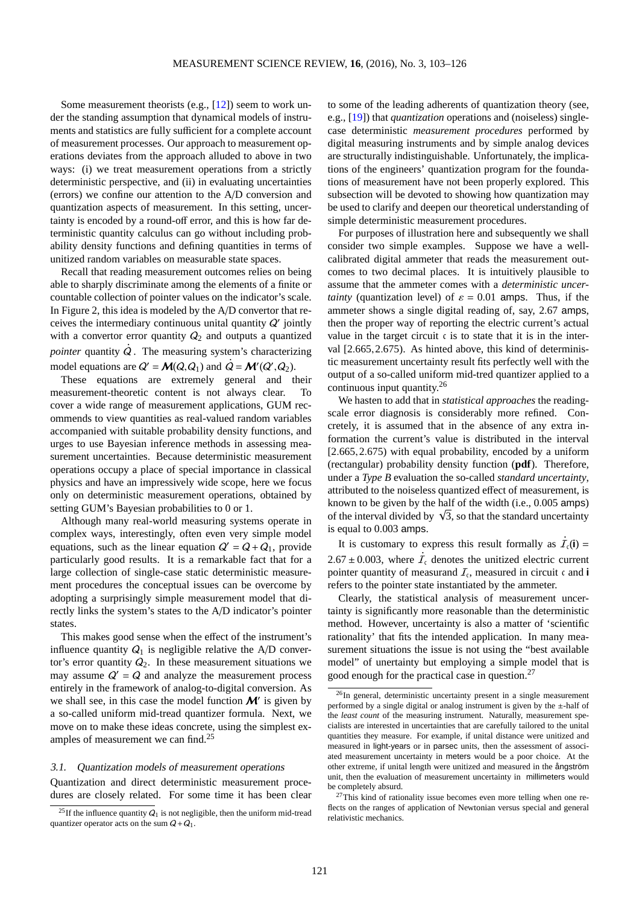Some measurement theorists (e.g., [12]) seem to work under the standing assumption that dynamical models of instruments and statistics are fully sufficient for a complete account of measurement processes. Our approach to measurement operations deviates from the approach alluded to above in two ways: (i) we treat measurement operations from a strictly deterministic perspective, and (ii) in evaluating uncertainties (errors) we confine our attention to the A/D conversion and quantization aspects of measurement. In this setting, uncertainty is encoded by a round-off error, and this is how far deterministic quantity calculus can go without including probability density functions and defining quantities in terms of unitized random variables on measurable state spaces.

Recall that reading measurement outcomes relies on being able to sharply discriminate among the elements of a finite or countable collection of pointer values on the indicator's scale. In Figure 2, this idea is modeled by the A/D convertor that receives the intermediary continuous unital quantity $Q'$ jointly with a convertor error quantity $Q_2$ and outputs a quantized *pointer* quantity $\dot{Q}$. The measuring system's characterizing model equations are $Q' = \boldsymbol{M}(Q,Q_1)$ and $\dot{Q} = \boldsymbol{M}'(Q',Q_2)$.

These equations are extremely general and their measurement-theoretic content is not always clear. To cover a wide range of measurement applications, GUM recommends to view quantities as real-valued random variables accompanied with suitable probability density functions, and urges to use Bayesian inference methods in assessing measurement uncertainties. Because deterministic measurement operations occupy a place of special importance in classical physics and have an impressively wide scope, here we focus only on deterministic measurement operations, obtained by setting GUM's Bayesian probabilities to 0 or 1.

Although many real-world measuring systems operate in complex ways, interestingly, often even very simple model equations, such as the linear equation $Q' = Q + Q_1$, provide particularly good results. It is a remarkable fact that for a large collection of single-case static deterministic measurement procedures the conceptual issues can be overcome by adopting a surprisingly simple measurement model that directly links the system's states to the A/D indicator's pointer states.

This makes good sense when the effect of the instrument's influence quantity $Q_1$ is negligible relative the A/D convertor's error quantity $Q_2$. In these measurement situations we may assume $Q' = Q$ and analyze the measurement process entirely in the framework of analog-to-digital conversion. As we shall see, in this case the model function $\boldsymbol{M}'$ is given by a so-called uniform mid-tread quantizer formula. Next, we move on to make these ideas concrete, using the simplest examples of measurement we can find.[25]

### 3.1. Quantization models of measurement operations

Quantization and direct deterministic measurement procedures are closely related. For some time it has been clear to some of the leading adherents of quantization theory (see, e.g., [19]) that *quantization* operations and (noiseless) single-case deterministic *measurement procedures* performed by digital measuring instruments and by simple analog devices are structurally indistinguishable. Unfortunately, the implications of the engineers' quantization program for the foundations of measurement have not been properly explored. This subsection will be devoted to showing how quantization may be used to clarify and deepen our theoretical understanding of simple deterministic measurement procedures.

For purposes of illustration here and subsequently we shall consider two simple examples. Suppose we have a well-calibrated digital ammeter that reads the measurement outcomes to two decimal places. It is intuitively plausible to assume that the ammeter comes with a *deterministic uncertainty* (quantization level) of $\varepsilon = 0.01$ amps. Thus, if the ammeter shows a single digital reading of, say, 2.67 amps, then the proper way of reporting the electric current's actual value in the target circuit $\mathfrak{c}$ is to state that it is in the interval $[2.665, 2.675)$. As hinted above, this kind of deterministic measurement uncertainty result fits perfectly well with the output of a so-called uniform mid-tred quantizer applied to a continuous input quantity.[26]

We hasten to add that in *statistical approaches* the reading-scale error diagnosis is considerably more refined. Concretely, it is assumed that in the absence of any extra information the current's value is distributed in the interval $[2.665, 2.675)$ with equal probability, encoded by a uniform (rectangular) probability density function (**pdf**). Therefore, under a *Type B* evaluation the so-called *standard uncertainty*, attributed to the noiseless quantized effect of measurement, is known to be given by the half of the width (i.e., 0.005 amps) of the interval divided by $\sqrt{3}$, so that the standard uncertainty is equal to 0.003 amps.

It is customary to express this result formally as $\dot{\mathcal{I}}_{\mathfrak{c}}(\mathbf{i}) = 2.67 \pm 0.003$, where $\dot{\mathcal{I}}_{\mathfrak{c}}$ denotes the unitized electric current pointer quantity of measurand $\mathcal{I}_{\mathfrak{c}}$, measured in circuit $\mathfrak{c}$ and $\mathbf{i}$ refers to the pointer state instantiated by the ammeter.

Clearly, the statistical analysis of measurement uncertainty is significantly more reasonable than the deterministic method. However, uncertainty is also a matter of 'scientific rationality' that fits the intended application. In many measurement situations the issue is not using the "best available model" of uncertainty but employing a simple model that is good enough for the practical case in question.[27]

---

[25] If the influence quantity $Q_1$ is not negligible, then the uniform mid-tread quantizer operator acts on the sum $Q + Q_1$.

[26] In general, deterministic uncertainty present in a single measurement performed by a single digital or analog instrument is given by the $\pm$-half of the *least count* of the measuring instrument. Naturally, measurement specialists are interested in uncertainties that are carefully tailored to the unital quantities they measure. For example, if unital distance were unitized and measured in light-years or in parsec units, then the assessment of associated measurement uncertainty in meters would be a poor choice. At the other extreme, if unital length were unitized and measured in the ångström unit, then the evaluation of measurement uncertainty in millimeters would be completely absurd.

[27] This kind of rationality issue becomes even more telling when one reflects on the ranges of application of Newtonian versus special and general relativistic mechanics.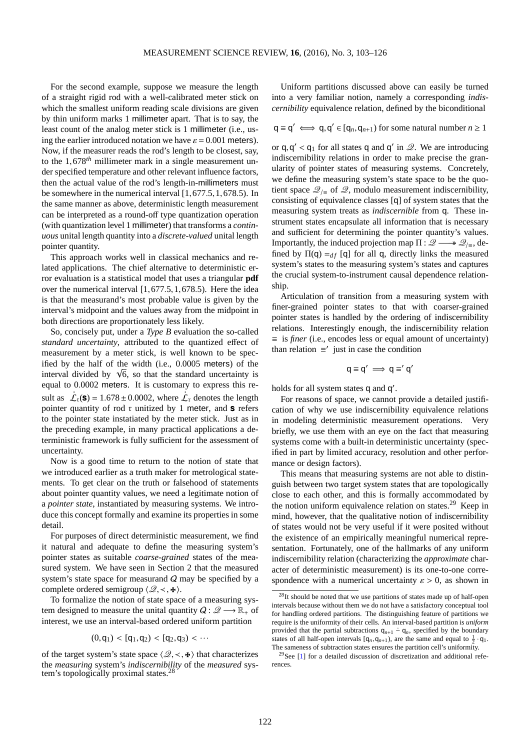For the second example, suppose we measure the length of a straight rigid rod with a well-calibrated meter stick on which the smallest uniform reading scale divisions are given by thin uniform marks 1 millimeter apart. That is to say, the least count of the analog meter stick is 1 millimeter (i.e., using the earlier introduced notation we have $\varepsilon = 0.001$ meters). Now, if the measurer reads the rod's length to be closest, say, to the $1,678^{th}$ millimeter mark in a single measurement under specified temperature and other relevant influence factors, then the actual value of the rod's length-in-millimeters must be somewhere in the numerical interval $[1,677.5, 1,678.5)$. In the same manner as above, deterministic length measurement can be interpreted as a round-off type quantization operation (with quantization level 1 millimeter) that transforms a *continuous* unital length quantity into a *discrete-valued* unital length pointer quantity.

This approach works well in classical mechanics and related applications. The chief alternative to deterministic error evaluation is a statistical model that uses a triangular **pdf** over the numerical interval $[1,677.5, 1,678.5)$. Here the idea is that the measurand's most probable value is given by the interval's midpoint and the values away from the midpoint in both directions are proportionately less likely.

So, concisely put, under a *Type B* evaluation the so-called *standard uncertainty*, attributed to the quantized effect of measurement by a meter stick, is well known to be specified by the half of the width (i.e., 0.0005 meters) of the interval divided by $\sqrt{6}$, so that the standard uncertainty is equal to 0.0002 meters. It is customary to express this result as $\dot{\mathcal{L}}_{\mathfrak{r}}(\mathbf{s}) = 1.678 \pm 0.0002$, where $\dot{\mathcal{L}}_{\mathfrak{r}}$ denotes the length pointer quantity of rod $\mathfrak{r}$ unitized by 1 meter, and $\mathbf{s}$ refers to the pointer state instatiated by the meter stick. Just as in the preceding example, in many practical applications a deterministic framework is fully sufficient for the assessment of uncertainty.

Now is a good time to return to the notion of state that we introduced earlier as a truth maker for metrological statements. To get clear on the truth or falsehood of statements about pointer quantity values, we need a legitimate notion of a *pointer state*, instantiated by measuring systems. We introduce this concept formally and examine its properties in some detail.

For purposes of direct deterministic measurement, we find it natural and adequate to define the measuring system's pointer states as suitable *coarse-grained* states of the measured system. We have seen in Section 2 that the measured system's state space for measurand $Q$ may be specified by a complete ordered semigroup $\langle \mathscr{Q}, \prec, \maltese \rangle$.

To formalize the notion of state space of a measuring system designed to measure the unital quantity $Q : \mathscr{Q} \longrightarrow \mathbb{R}_+$ of interest, we use an interval-based ordered uniform partition

$$(0, \mathsf{q}_1) < [\mathsf{q}_1, \mathsf{q}_2) < [\mathsf{q}_2, \mathsf{q}_3) < \cdots$$

of the target system's state space $\langle \mathscr{Q}, \prec, \maltese \rangle$ that characterizes the *measuring* system's *indiscernibility* of the *measured* system's topologically proximal states.[28]

Uniform partitions discussed above can easily be turned into a very familiar notion, namely a corresponding *indiscernibility* equivalence relation, defined by the biconditional

$$\mathsf{q} \equiv \mathsf{q}' \iff \mathsf{q}, \mathsf{q}' \in [\mathsf{q}_n, \mathsf{q}_{n+1}) \text{ for some natural number } n \geq 1$$

or $\mathsf{q}, \mathsf{q}' < \mathsf{q}_1$ for all states $\mathsf{q}$ and $\mathsf{q}'$ in $\mathscr{Q}$. We are introducing indiscernibility relations in order to make precise the granularity of pointer states of measuring systems. Concretely, we define the measuring system's state space to be the quotient space $\mathscr{Q}_{/\equiv}$ of $\mathscr{Q}$, modulo measurement indiscernibility, consisting of equivalence classes $[\mathsf{q}]$ of system states that the measuring system treats as *indiscernible* from $\mathsf{q}$. These instrument states encapsulate all information that is necessary and sufficient for determining the pointer quantity's values. Importantly, the induced projection map $\Pi : \mathscr{Q} \longrightarrow\!\!\!\!\rightarrow \mathscr{Q}_{/\equiv}$, defined by $\Pi(\mathsf{q}) =_{df} [\mathsf{q}]$ for all $\mathsf{q}$, directly links the measured system's states to the measuring system's states and captures the crucial system-to-instrument causal dependence relationship.

Articulation of transition from a measuring system with finer-grained pointer states to that with coarser-grained pointer states is handled by the ordering of indiscernibility relations. Interestingly enough, the indiscernibility relation $\equiv$ is *finer* (i.e., encodes less or equal amount of uncertainty) than relation $\equiv'$ just in case the condition

$$\mathsf{q} \equiv \mathsf{q}' \implies \mathsf{q} \equiv' \mathsf{q}'$$

holds for all system states $\mathsf{q}$ and $\mathsf{q}'$.

For reasons of space, we cannot provide a detailed justification of why we use indiscernibility equivalence relations in modeling deterministic measurement operations. Very briefly, we use them with an eye on the fact that measuring systems come with a built-in deterministic uncertainty (specified in part by limited accuracy, resolution and other performance or design factors).

This means that measuring systems are not able to distinguish between two target system states that are topologically close to each other, and this is formally accommodated by the notion uniform equivalence relation on states.[29] Keep in mind, however, that the qualitative notion of indiscernibility of states would not be very useful if it were posited without the existence of an empirically meaningful numerical representation. Fortunately, one of the hallmarks of any uniform indiscernibility relation (characterizing the *approximate* character of deterministic measurement) is its one-to-one correspondence with a numerical uncertainty $\varepsilon > 0$, as shown in

---

[28] It should be noted that we use partitions of states made up of half-open intervals because without them we do not have a satisfactory conceptual tool for handling ordered partitions. The distinguishing feature of partitions we require is the uniformity of their cells. An interval-based partition is *uniform* provided that the partial subtractions $\mathsf{q}_{n+1} \dot{-} \mathsf{q}_n$, specified by the boundary states of all half-open intervals $[\mathsf{q}_n, \mathsf{q}_{n+1})$, are the same and equal to $\frac{1}{2} \cdot \mathsf{q}_1$. The sameness of subtraction states ensures the partition cell's uniformity.

[29] See [1] for a detailed discussion of discretization and additional references.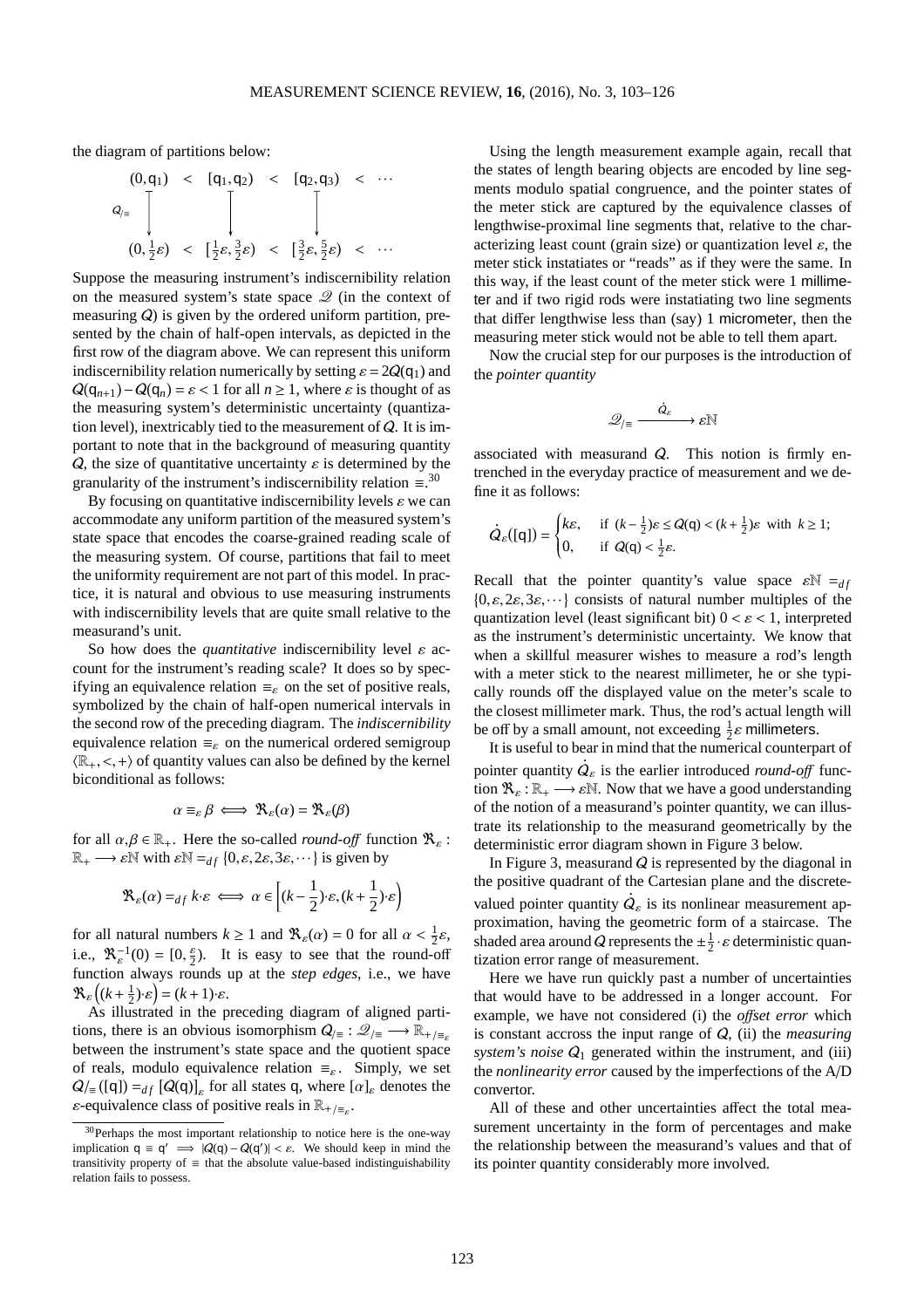the diagram of partitions below:

$$\begin{array}{ccccccc} (0,\mathsf{q}_1) & < & [\mathsf{q}_1,\mathsf{q}_2) & < & [\mathsf{q}_2,\mathsf{q}_3) & < & \cdots \\ \downarrow & & \downarrow & & \downarrow & & \\ (0,\frac{1}{2}\varepsilon) & < & [\frac{1}{2}\varepsilon,\frac{3}{2}\varepsilon) & < & [\frac{3}{2}\varepsilon,\frac{5}{2}\varepsilon) & < & \cdots \end{array}$$

(with the vertical arrows labeled $Q_{/\equiv}$)

Suppose the measuring instrument's indiscernibility relation on the measured system's state space $\mathscr{Q}$ (in the context of measuring $Q$) is given by the ordered uniform partition, presented by the chain of half-open intervals, as depicted in the first row of the diagram above. We can represent this uniform indiscernibility relation numerically by setting $\varepsilon = 2Q(\mathsf{q}_1)$ and $Q(\mathsf{q}_{n+1}) - Q(\mathsf{q}_n) = \varepsilon < 1$ for all $n \geq 1$, where $\varepsilon$ is thought of as the measuring system's deterministic uncertainty (quantization level), inextricably tied to the measurement of $Q$. It is important to note that in the background of measuring quantity $Q$, the size of quantitative uncertainty $\varepsilon$ is determined by the granularity of the instrument's indiscernibility relation $\equiv$.[30]

By focusing on quantitative indiscernibility levels $\varepsilon$ we can accommodate any uniform partition of the measured system's state space that encodes the coarse-grained reading scale of the measuring system. Of course, partitions that fail to meet the uniformity requirement are not part of this model. In practice, it is natural and obvious to use measuring instruments with indiscernibility levels that are quite small relative to the measurand's unit.

So how does the *quantitative* indiscernibility level $\varepsilon$ account for the instrument's reading scale? It does so by specifying an equivalence relation $\equiv_\varepsilon$ on the set of positive reals, symbolized by the chain of half-open numerical intervals in the second row of the preceding diagram. The *indiscernibility* equivalence relation $\equiv_\varepsilon$ on the numerical ordered semigroup $\langle \mathbb{R}_+, <, + \rangle$ of quantity values can also be defined by the kernel biconditional as follows:

$$\alpha \equiv_\varepsilon \beta \iff \mathfrak{R}_\varepsilon(\alpha) = \mathfrak{R}_\varepsilon(\beta)$$

for all $\alpha, \beta \in \mathbb{R}_+$. Here the so-called *round-off* function $\mathfrak{R}_\varepsilon : \mathbb{R}_+ \longrightarrow \varepsilon\mathbb{N}$ with $\varepsilon\mathbb{N} =_{df} \{0, \varepsilon, 2\varepsilon, 3\varepsilon, \cdots\}$ is given by

$$\mathfrak{R}_\varepsilon(\alpha) =_{df} k \cdot \varepsilon \iff \alpha \in \Big[(k - \frac{1}{2}) \cdot \varepsilon, (k + \frac{1}{2}) \cdot \varepsilon\Big)$$

for all natural numbers $k \geq 1$ and $\mathfrak{R}_\varepsilon(\alpha) = 0$ for all $\alpha < \frac{1}{2}\varepsilon$, i.e., $\mathfrak{R}_\varepsilon^{-1}(0) = [0, \frac{\varepsilon}{2})$. It is easy to see that the round-off function always rounds up at the *step edges*, i.e., we have $\mathfrak{R}_\varepsilon\big((k + \frac{1}{2}) \cdot \varepsilon\big) = (k+1) \cdot \varepsilon$.

As illustrated in the preceding diagram of aligned partitions, there is an obvious isomorphism $Q_{/\equiv} : \mathscr{Q}_{/\equiv} \longrightarrow \mathbb{R}_{+/\equiv_\varepsilon}$ between the instrument's state space and the quotient space of reals, modulo equivalence relation $\equiv_\varepsilon$. Simply, we set $Q_{/\equiv}([\mathsf{q}]) =_{df} [Q(\mathsf{q})]_\varepsilon$ for all states $\mathsf{q}$, where $[\alpha]_\varepsilon$ denotes the $\varepsilon$-equivalence class of positive reals in $\mathbb{R}_{+/\equiv_\varepsilon}$.

Using the length measurement example again, recall that the states of length bearing objects are encoded by line segments modulo spatial congruence, and the pointer states of the meter stick are captured by the equivalence classes of lengthwise-proximal line segments that, relative to the characterizing least count (grain size) or quantization level $\varepsilon$, the meter stick instatiates or "reads" as if they were the same. In this way, if the least count of the meter stick were 1 millimeter and if two rigid rods were instatiating two line segments that differ lengthwise less than (say) 1 micrometer, then the measuring meter stick would not be able to tell them apart.

Now the crucial step for our purposes is the introduction of the *pointer quantity*

$$\mathscr{Q}_{/\equiv} \xrightarrow{\dot{Q}_\varepsilon} \varepsilon\mathbb{N}$$

associated with measurand $Q$. This notion is firmly entrenched in the everyday practice of measurement and we define it as follows:

$$\dot{Q}_\varepsilon([\mathsf{q}]) = \begin{cases} k\varepsilon, & \text{if } (k - \frac{1}{2})\varepsilon \leq Q(\mathsf{q}) < (k + \frac{1}{2})\varepsilon \text{ with } k \geq 1; \\ 0, & \text{if } Q(\mathsf{q}) < \frac{1}{2}\varepsilon. \end{cases}$$

Recall that the pointer quantity's value space $\varepsilon\mathbb{N} =_{df} \{0, \varepsilon, 2\varepsilon, 3\varepsilon, \cdots\}$ consists of natural number multiples of the quantization level (least significant bit) $0 < \varepsilon < 1$, interpreted as the instrument's deterministic uncertainty. We know that when a skillful measurer wishes to measure a rod's length with a meter stick to the nearest millimeter, he or she typically rounds off the displayed value on the meter's scale to the closest millimeter mark. Thus, the rod's actual length will be off by a small amount, not exceeding $\frac{1}{2}\varepsilon$ millimeters.

It is useful to bear in mind that the numerical counterpart of pointer quantity $\dot{Q}_\varepsilon$ is the earlier introduced *round-off* function $\mathfrak{R}_\varepsilon : \mathbb{R}_+ \longrightarrow \varepsilon\mathbb{N}$. Now that we have a good understanding of the notion of a measurand's pointer quantity, we can illustrate its relationship to the measurand geometrically by the deterministic error diagram shown in Figure 3 below.

In Figure 3, measurand $Q$ is represented by the diagonal in the positive quadrant of the Cartesian plane and the discrete-valued pointer quantity $\dot{Q}_\varepsilon$ is its nonlinear measurement approximation, having the geometric form of a staircase. The shaded area around $Q$ represents the $\pm\frac{1}{2} \cdot \varepsilon$ deterministic quantization error range of measurement.

Here we have run quickly past a number of uncertainties that would have to be addressed in a longer account. For example, we have not considered (i) the *offset error* which is constant accross the input range of $Q$, (ii) the *measuring system's noise* $Q_1$ generated within the instrument, and (iii) the *nonlinearity error* caused by the imperfections of the A/D convertor.

All of these and other uncertainties affect the total measurement uncertainty in the form of percentages and make the relationship between the measurand's values and that of its pointer quantity considerably more involved.

---

[30] Perhaps the most important relationship to notice here is the one-way implication $\mathsf{q} \equiv \mathsf{q}' \implies |Q(\mathsf{q}) - Q(\mathsf{q}')| < \varepsilon$. We should keep in mind the transitivity property of $\equiv$ that the absolute value-based indistinguishability relation fails to possess.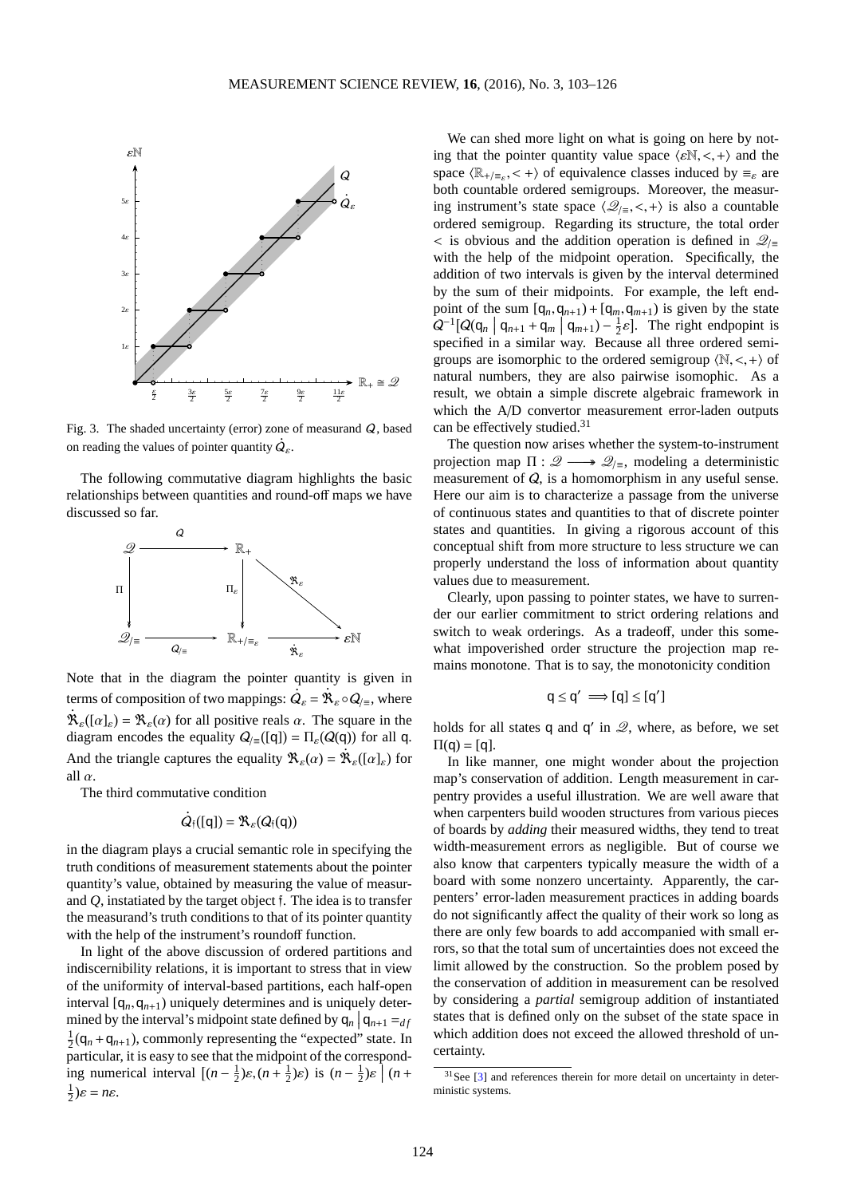Fig. 3. The shaded uncertainty (error) zone of measurand $Q$, based on reading the values of pointer quantity $\dot{Q}_\varepsilon$.

The following commutative diagram highlights the basic relationships between quantities and round-off maps we have discussed so far.

$$
\begin{array}{ccccc}
\mathscr{Q} & \xrightarrow{\;Q\;} & \mathbb{R}_+ & & \\
\downarrow \Pi & & \downarrow \Pi_\varepsilon & \searrow \mathfrak{R}_\varepsilon & \\
\mathscr{Q}_{/\equiv} & \xrightarrow{\;Q_{/\equiv}\;} & \mathbb{R}_{+/\equiv_\varepsilon} & \xrightarrow{\;\dot{\mathfrak{R}}_\varepsilon\;} & \varepsilon\mathbb{N}
\end{array}
$$

Note that in the diagram the pointer quantity is given in terms of composition of two mappings: $\dot{Q}_\varepsilon = \dot{\mathfrak{R}}_\varepsilon \circ Q_{/\equiv}$, where $\dot{\mathfrak{R}}_\varepsilon([\alpha]_\varepsilon) = \mathfrak{R}_\varepsilon(\alpha)$ for all positive reals $\alpha$. The square in the diagram encodes the equality $Q_{/\equiv}([\mathsf{q}]) = \Pi_\varepsilon(Q(\mathsf{q}))$ for all $\mathsf{q}$. And the triangle captures the equality $\mathfrak{R}_\varepsilon(\alpha) = \dot{\mathfrak{R}}_\varepsilon([\alpha]_\varepsilon)$ for all $\alpha$.

The third commutative condition

$$\dot{Q}_{\mathfrak{f}}([\mathsf{q}]) = \mathfrak{R}_\varepsilon(Q_{\mathfrak{f}}(\mathsf{q}))$$

in the diagram plays a crucial semantic role in specifying the truth conditions of measurement statements about the pointer quantity's value, obtained by measuring the value of measurand $Q$, instatiated by the target object $\mathfrak{f}$. The idea is to transfer the measurand's truth conditions to that of its pointer quantity with the help of the instrument's roundoff function.

In light of the above discussion of ordered partitions and indiscernibility relations, it is important to stress that in view of the uniformity of interval-based partitions, each half-open interval $[\mathsf{q}_n, \mathsf{q}_{n+1})$ uniquely determines and is uniquely determined by the interval's midpoint state defined by $\mathsf{q}_n \mid \mathsf{q}_{n+1} =_{df} \frac{1}{2}(\mathsf{q}_n + \mathsf{q}_{n+1})$, commonly representing the "expected" state. In particular, it is easy to see that the midpoint of the corresponding numerical interval $[(n-\frac{1}{2})\varepsilon, (n+\frac{1}{2})\varepsilon)$ is $(n-\frac{1}{2})\varepsilon \mid (n+\frac{1}{2})\varepsilon = n\varepsilon$.

We can shed more light on what is going on here by noting that the pointer quantity value space $\langle \varepsilon\mathbb{N}, <, + \rangle$ and the space $\langle \mathbb{R}_{+/\equiv_\varepsilon}, <, + \rangle$ of equivalence classes induced by $\equiv_\varepsilon$ are both countable ordered semigroups. Moreover, the measuring instrument's state space $\langle \mathscr{Q}_{/\equiv}, <, + \rangle$ is also a countable ordered semigroup. Regarding its structure, the total order $<$ is obvious and the addition operation is defined in $\mathscr{Q}_{/\equiv}$ with the help of the midpoint operation. Specifically, the addition of two intervals is given by the interval determined by the sum of their midpoints. For example, the left endpoint of the sum $[\mathsf{q}_n, \mathsf{q}_{n+1}) + [\mathsf{q}_m, \mathsf{q}_{m+1})$ is given by the state $Q^{-1}[Q(\mathsf{q}_n \mid \mathsf{q}_{n+1} + \mathsf{q}_m \mid \mathsf{q}_{m+1}) - \frac{1}{2}\varepsilon]$. The right endpopint is specified in a similar way. Because all three ordered semigroups are isomorphic to the ordered semigroup $\langle \mathbb{N}, <, + \rangle$ of natural numbers, they are also pairwise isomophic. As a result, we obtain a simple discrete algebraic framework in which the A/D convertor measurement error-laden outputs can be effectively studied.[31]

The question now arises whether the system-to-instrument projection map $\Pi : \mathscr{Q} \longrightarrow \mathscr{Q}_{/\equiv}$, modeling a deterministic measurement of $Q$, is a homomorphism in any useful sense. Here our aim is to characterize a passage from the universe of continuous states and quantities to that of discrete pointer states and quantities. In giving a rigorous account of this conceptual shift from more structure to less structure we can properly understand the loss of information about quantity values due to measurement.

Clearly, upon passing to pointer states, we have to surrender our earlier commitment to strict ordering relations and switch to weak orderings. As a tradeoff, under this somewhat impoverished order structure the projection map remains monotone. That is to say, the monotonicity condition

$$\mathsf{q} \leq \mathsf{q}' \implies [\mathsf{q}] \leq [\mathsf{q}']$$

holds for all states $\mathsf{q}$ and $\mathsf{q}'$ in $\mathscr{Q}$, where, as before, we set $\Pi(\mathsf{q}) = [\mathsf{q}]$.

In like manner, one might wonder about the projection map's conservation of addition. Length measurement in carpentry provides a useful illustration. We are well aware that when carpenters build wooden structures from various pieces of boards by *adding* their measured widths, they tend to treat width-measurement errors as negligible. But of course we also know that carpenters typically measure the width of a board with some nonzero uncertainty. Apparently, the carpenters' error-laden measurement practices in adding boards do not significantly affect the quality of their work so long as there are only few boards to add accompanied with small errors, so that the total sum of uncertainties does not exceed the limit allowed by the construction. So the problem posed by the conservation of addition in measurement can be resolved by considering a *partial* semigroup addition of instantiated states that is defined only on the subset of the state space in which addition does not exceed the allowed threshold of uncertainty.

[31] See [3] and references therein for more detail on uncertainty in deterministic systems.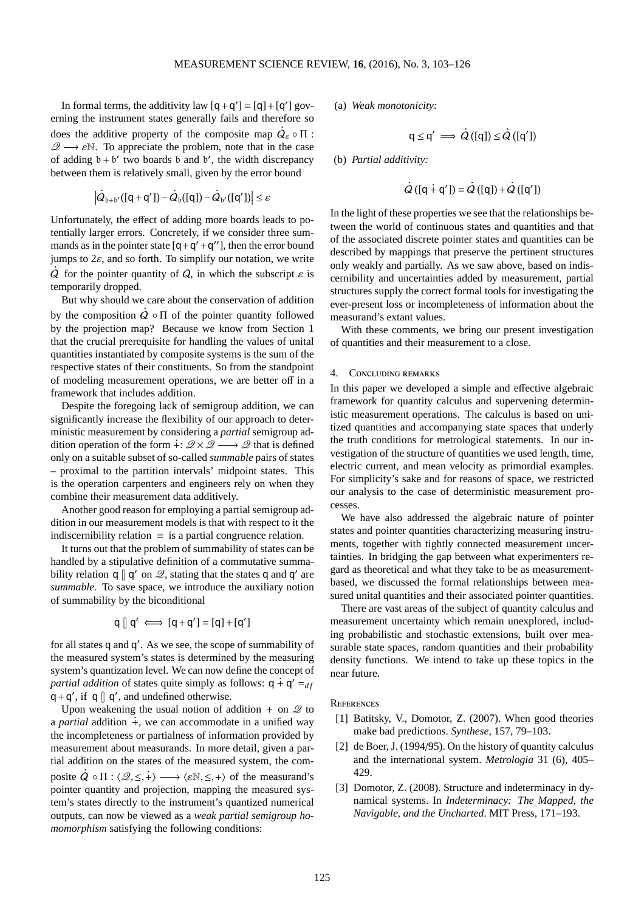In formal terms, the additivity law $[\mathsf{q}+\mathsf{q}'] = [\mathsf{q}]+[\mathsf{q}']$ governing the instrument states generally fails and therefore so does the additive property of the composite map $\dot{Q}_\varepsilon \circ \Pi : \mathscr{Q} \longrightarrow \varepsilon\mathbb{N}$. To appreciate the problem, note that in the case of adding $\mathfrak{b}+\mathfrak{b}'$ two boards $\mathfrak{b}$ and $\mathfrak{b}'$, the width discrepancy between them is relatively small, given by the error bound

$$\left|\dot{Q}_{\mathfrak{b}+\mathfrak{b}'}([\mathsf{q}+\mathsf{q}']) - \dot{Q}_{\mathfrak{b}}([\mathsf{q}]) - \dot{Q}_{\mathfrak{b}'}([\mathsf{q}'])\right| \leq \varepsilon$$

Unfortunately, the effect of adding more boards leads to potentially larger errors. Concretely, if we consider three summands as in the pointer state $[\mathsf{q}+\mathsf{q}'+\mathsf{q}'']$, then the error bound jumps to $2\varepsilon$, and so forth. To simplify our notation, we write $\dot{Q}$ for the pointer quantity of $Q$, in which the subscript $\varepsilon$ is temporarily dropped.

But why should we care about the conservation of addition by the composition $\dot{Q} \circ \Pi$ of the pointer quantity followed by the projection map? Because we know from Section 1 that the crucial prerequisite for handling the values of unital quantities instantiated by composite systems is the sum of the respective states of their constituents. So from the standpoint of modeling measurement operations, we are better off in a framework that includes addition.

Despite the foregoing lack of semigroup addition, we can significantly increase the flexibility of our approach to deterministic measurement by considering a *partial* semigroup addition operation of the form $\dot{+} : \mathscr{Q} \times \mathscr{Q} \longrightarrow \mathscr{Q}$ that is defined only on a suitable subset of so-called *summable* pairs of states – proximal to the partition intervals' midpoint states. This is the operation carpenters and engineers rely on when they combine their measurement data additively.

Another good reason for employing a partial semigroup addition in our measurement models is that with respect to it the indiscernibility relation $\equiv$ is a partial congruence relation.

It turns out that the problem of summability of states can be handled by a stipulative definition of a commutative summability relation $\mathsf{q} \between \mathsf{q}'$ on $\mathscr{Q}$, stating that the states $\mathsf{q}$ and $\mathsf{q}'$ are *summable*. To save space, we introduce the auxiliary notion of summability by the biconditional

$$\mathsf{q} \between \mathsf{q}' \iff [\mathsf{q}+\mathsf{q}'] = [\mathsf{q}]+[\mathsf{q}']$$

for all states $\mathsf{q}$ and $\mathsf{q}'$. As we see, the scope of summability of the measured system's states is determined by the measuring system's quantization level. We can now define the concept of *partial addition* of states quite simply as follows: $\mathsf{q} \dot{+} \mathsf{q}' =_{df} \mathsf{q}+\mathsf{q}'$, if $\mathsf{q} \between \mathsf{q}'$, and undefined otherwise.

Upon weakening the usual notion of addition $+$ on $\mathscr{Q}$ to a *partial* addition $\dot{+}$, we can accommodate in a unified way the incompleteness or partialness of information provided by measurement about measurands. In more detail, given a partial addition on the states of the measured system, the composite $\dot{Q} \circ \Pi : \langle \mathscr{Q}, \leq, \dot{+} \rangle \longrightarrow \langle \varepsilon\mathbb{N}, \leq, + \rangle$ of the measurand's pointer quantity and projection, mapping the measured system's states directly to the instrument's quantized numerical outputs, can now be viewed as a *weak partial semigroup homomorphism* satisfying the following conditions:

(a) *Weak monotonicity:*

$$\mathsf{q} \leq \mathsf{q}' \implies \dot{Q}([\mathsf{q}]) \leq \dot{Q}([\mathsf{q}'])$$

(b) *Partial additivity:*

$$\dot{Q}([\mathsf{q} \dot{+} \mathsf{q}']) = \dot{Q}([\mathsf{q}]) + \dot{Q}([\mathsf{q}'])$$

In the light of these properties we see that the relationships between the world of continuous states and quantities and that of the associated discrete pointer states and quantities can be described by mappings that preserve the pertinent structures only weakly and partially. As we saw above, based on indiscernibility and uncertainties added by measurement, partial structures supply the correct formal tools for investigating the ever-present loss or incompleteness of information about the measurand's extant values.

With these comments, we bring our present investigation of quantities and their measurement to a close.

## 4. Concluding remarks

In this paper we developed a simple and effective algebraic framework for quantity calculus and supervening deterministic measurement operations. The calculus is based on unitized quantities and accompanying state spaces that underly the truth conditions for metrological statements. In our investigation of the structure of quantities we used length, time, electric current, and mean velocity as primordial examples. For simplicity's sake and for reasons of space, we restricted our analysis to the case of deterministic measurement processes.

We have also addressed the algebraic nature of pointer states and pointer quantities characterizing measuring instruments, together with tightly connected measurement uncertainties. In bridging the gap between what experimenters regard as theoretical and what they take to be as measurement-based, we discussed the formal relationships between measured unital quantities and their associated pointer quantities.

There are vast areas of the subject of quantity calculus and measurement uncertainty which remain unexplored, including probabilistic and stochastic extensions, built over measurable state spaces, random quantities and their probability density functions. We intend to take up these topics in the near future.

## References

[1] Batitsky, V., Domotor, Z. (2007). When good theories make bad predictions. *Synthese*, 157, 79–103.

[2] de Boer, J. (1994/95). On the history of quantity calculus and the international system. *Metrologia* 31 (6), 405–429.

[3] Domotor, Z. (2008). Structure and indeterminacy in dynamical systems. In *Indeterminacy: The Mapped, the Navigable, and the Uncharted*. MIT Press, 171–193.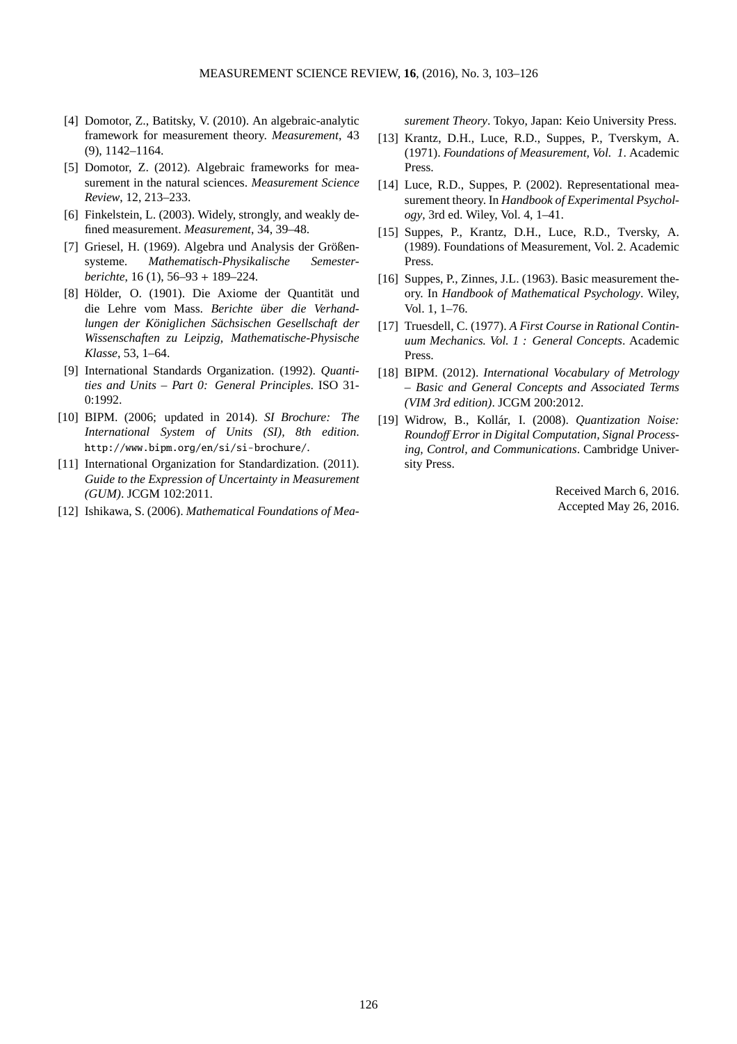[4] Domotor, Z., Batitsky, V. (2010). An algebraic-analytic framework for measurement theory. *Measurement*, 43 (9), 1142–1164.

[5] Domotor, Z. (2012). Algebraic frameworks for measurement in the natural sciences. *Measurement Science Review*, 12, 213–233.

[6] Finkelstein, L. (2003). Widely, strongly, and weakly defined measurement. *Measurement*, 34, 39–48.

[7] Griesel, H. (1969). Algebra und Analysis der Größensysteme. *Mathematisch-Physikalische Semesterberichte*, 16 (1), 56–93 + 189–224.

[8] Hölder, O. (1901). Die Axiome der Quantität und die Lehre vom Mass. *Berichte über die Verhandlungen der Königlichen Sächsischen Gesellschaft der Wissenschaften zu Leipzig, Mathematische-Physische Klasse*, 53, 1–64.

[9] International Standards Organization. (1992). *Quantities and Units – Part 0: General Principles*. ISO 31-0:1992.

[10] BIPM. (2006; updated in 2014). *SI Brochure: The International System of Units (SI), 8th edition*. http://www.bipm.org/en/si/si-brochure/.

[11] International Organization for Standardization. (2011). *Guide to the Expression of Uncertainty in Measurement (GUM)*. JCGM 102:2011.

[12] Ishikawa, S. (2006). *Mathematical Foundations of Measurement Theory*. Tokyo, Japan: Keio University Press.

[13] Krantz, D.H., Luce, R.D., Suppes, P., Tverskym, A. (1971). *Foundations of Measurement, Vol. 1*. Academic Press.

[14] Luce, R.D., Suppes, P. (2002). Representational measurement theory. In *Handbook of Experimental Psychology*, 3rd ed. Wiley, Vol. 4, 1–41.

[15] Suppes, P., Krantz, D.H., Luce, R.D., Tversky, A. (1989). Foundations of Measurement, Vol. 2. Academic Press.

[16] Suppes, P., Zinnes, J.L. (1963). Basic measurement theory. In *Handbook of Mathematical Psychology*. Wiley, Vol. 1, 1–76.

[17] Truesdell, C. (1977). *A First Course in Rational Continuum Mechanics. Vol. 1 : General Concepts*. Academic Press.

[18] BIPM. (2012). *International Vocabulary of Metrology – Basic and General Concepts and Associated Terms (VIM 3rd edition)*. JCGM 200:2012.

[19] Widrow, B., Kollár, I. (2008). *Quantization Noise: Roundoff Error in Digital Computation, Signal Processing, Control, and Communications*. Cambridge University Press.

Received March 6, 2016.
Accepted May 26, 2016.